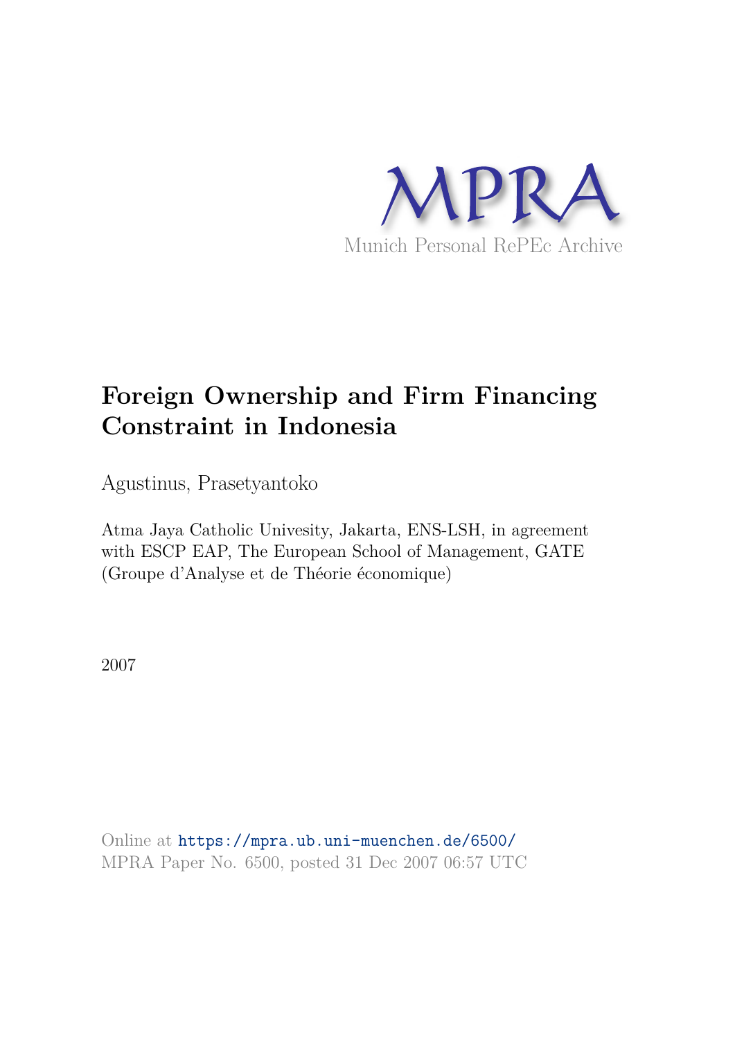MPRA

Munich Personal RePEc Archive

# Foreign Ownership and Firm Financing Constraint in Indonesia

Agustinus, Prasetyantoko

Atma Jaya Catholic Univesity, Jakarta, ENS-LSH, in agreement with ESCP EAP, The European School of Management, GATE (Groupe d'Analyse et de Théorie économique)

2007

Online at https://mpra.ub.uni-muenchen.de/6500/
MPRA Paper No. 6500, posted 31 Dec 2007 06:57 UTC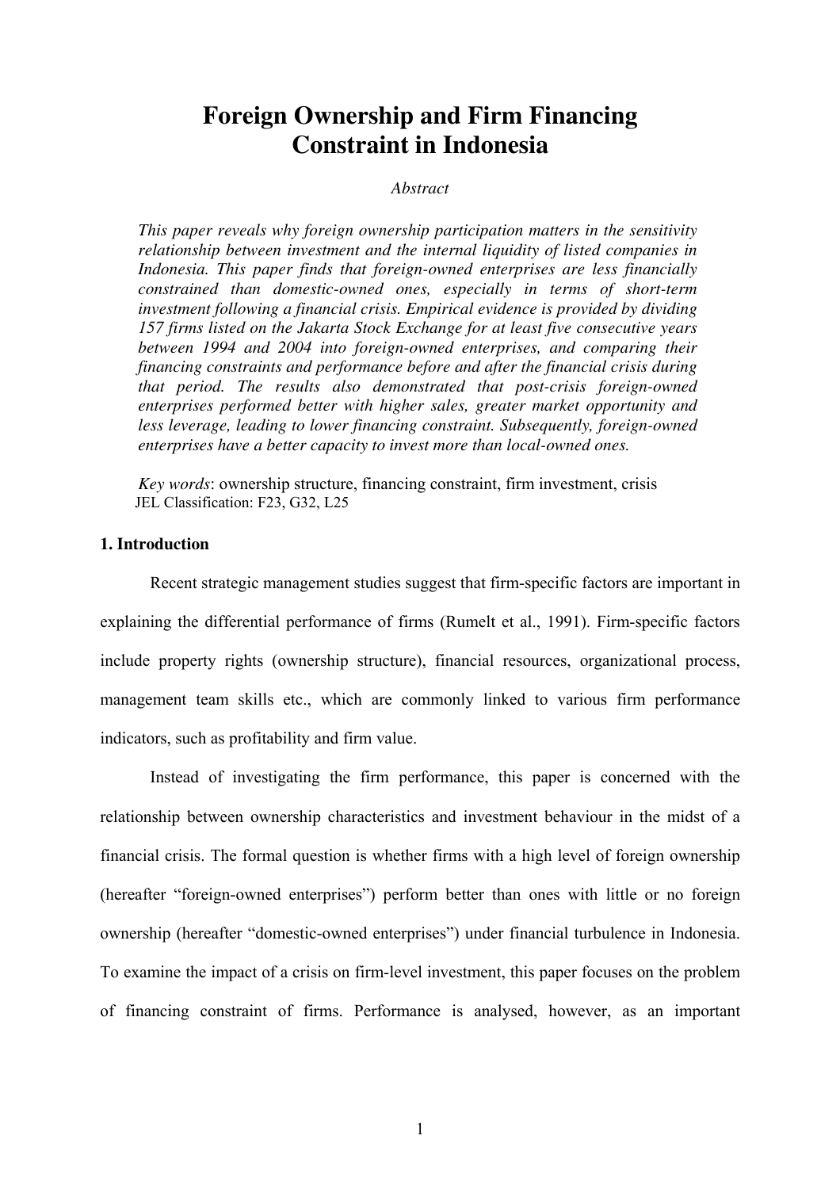# Foreign Ownership and Firm Financing Constraint in Indonesia

*Abstract*

*This paper reveals why foreign ownership participation matters in the sensitivity relationship between investment and the internal liquidity of listed companies in Indonesia. This paper finds that foreign-owned enterprises are less financially constrained than domestic-owned ones, especially in terms of short-term investment following a financial crisis. Empirical evidence is provided by dividing 157 firms listed on the Jakarta Stock Exchange for at least five consecutive years between 1994 and 2004 into foreign-owned enterprises, and comparing their financing constraints and performance before and after the financial crisis during that period. The results also demonstrated that post-crisis foreign-owned enterprises performed better with higher sales, greater market opportunity and less leverage, leading to lower financing constraint. Subsequently, foreign-owned enterprises have a better capacity to invest more than local-owned ones.*

*Key words*: ownership structure, financing constraint, firm investment, crisis
JEL Classification: F23, G32, L25

## 1. Introduction

Recent strategic management studies suggest that firm-specific factors are important in explaining the differential performance of firms (Rumelt et al., 1991). Firm-specific factors include property rights (ownership structure), financial resources, organizational process, management team skills etc., which are commonly linked to various firm performance indicators, such as profitability and firm value.

Instead of investigating the firm performance, this paper is concerned with the relationship between ownership characteristics and investment behaviour in the midst of a financial crisis. The formal question is whether firms with a high level of foreign ownership (hereafter "foreign-owned enterprises") perform better than ones with little or no foreign ownership (hereafter "domestic-owned enterprises") under financial turbulence in Indonesia. To examine the impact of a crisis on firm-level investment, this paper focuses on the problem of financing constraint of firms. Performance is analysed, however, as an important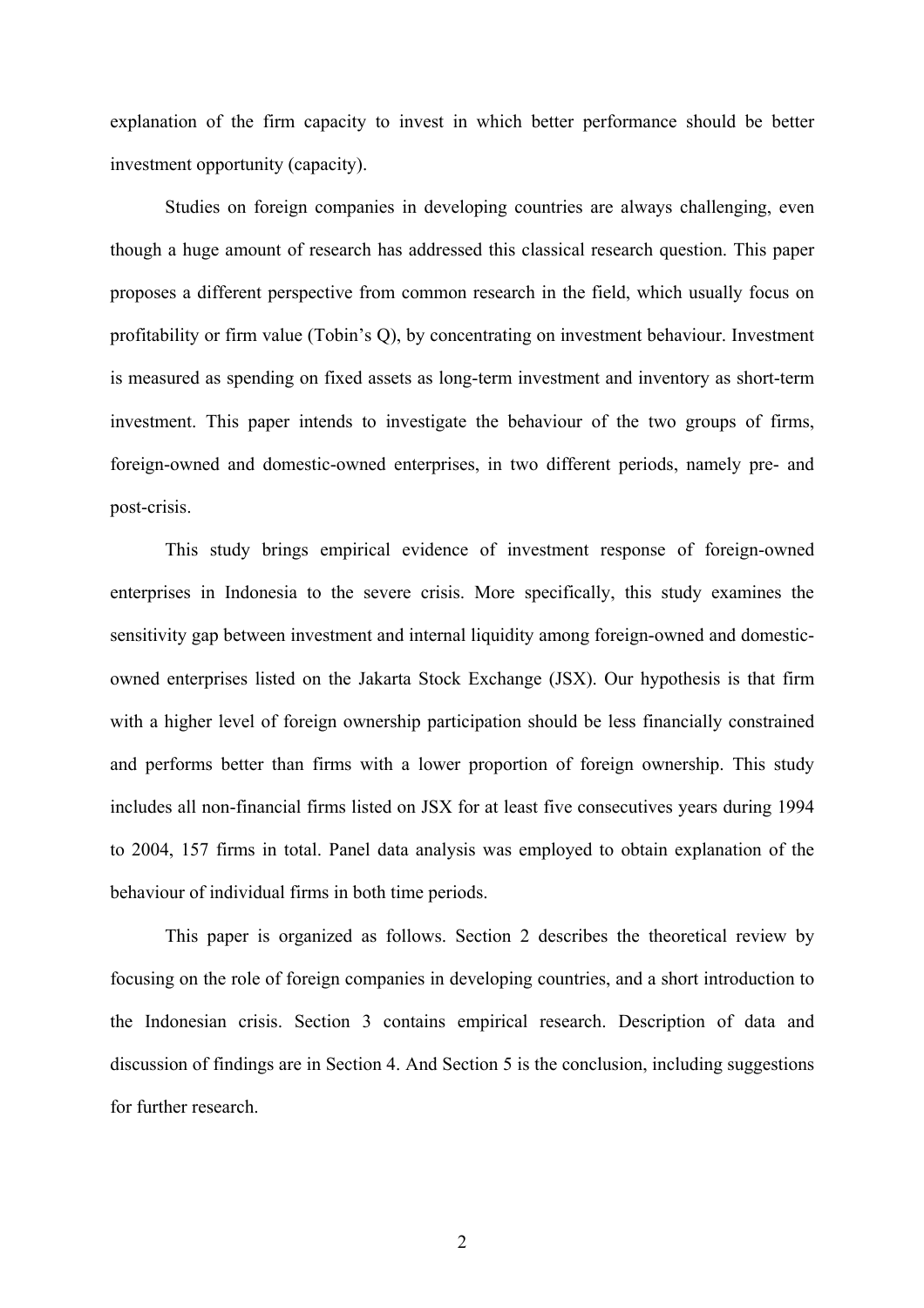explanation of the firm capacity to invest in which better performance should be better investment opportunity (capacity).

Studies on foreign companies in developing countries are always challenging, even though a huge amount of research has addressed this classical research question. This paper proposes a different perspective from common research in the field, which usually focus on profitability or firm value (Tobin's Q), by concentrating on investment behaviour. Investment is measured as spending on fixed assets as long-term investment and inventory as short-term investment. This paper intends to investigate the behaviour of the two groups of firms, foreign-owned and domestic-owned enterprises, in two different periods, namely pre- and post-crisis.

This study brings empirical evidence of investment response of foreign-owned enterprises in Indonesia to the severe crisis. More specifically, this study examines the sensitivity gap between investment and internal liquidity among foreign-owned and domestic-owned enterprises listed on the Jakarta Stock Exchange (JSX). Our hypothesis is that firm with a higher level of foreign ownership participation should be less financially constrained and performs better than firms with a lower proportion of foreign ownership. This study includes all non-financial firms listed on JSX for at least five consecutives years during 1994 to 2004, 157 firms in total. Panel data analysis was employed to obtain explanation of the behaviour of individual firms in both time periods.

This paper is organized as follows. Section 2 describes the theoretical review by focusing on the role of foreign companies in developing countries, and a short introduction to the Indonesian crisis. Section 3 contains empirical research. Description of data and discussion of findings are in Section 4. And Section 5 is the conclusion, including suggestions for further research.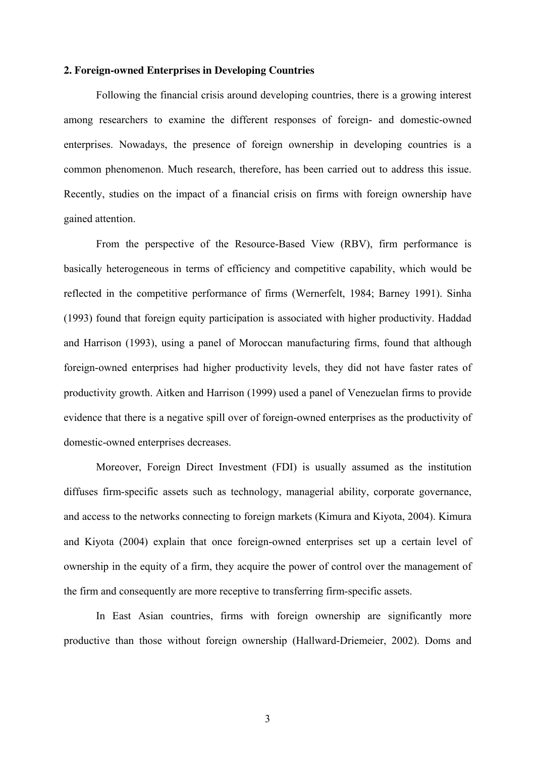## 2. Foreign-owned Enterprises in Developing Countries

Following the financial crisis around developing countries, there is a growing interest among researchers to examine the different responses of foreign- and domestic-owned enterprises. Nowadays, the presence of foreign ownership in developing countries is a common phenomenon. Much research, therefore, has been carried out to address this issue. Recently, studies on the impact of a financial crisis on firms with foreign ownership have gained attention.

From the perspective of the Resource-Based View (RBV), firm performance is basically heterogeneous in terms of efficiency and competitive capability, which would be reflected in the competitive performance of firms (Wernerfelt, 1984; Barney 1991). Sinha (1993) found that foreign equity participation is associated with higher productivity. Haddad and Harrison (1993), using a panel of Moroccan manufacturing firms, found that although foreign-owned enterprises had higher productivity levels, they did not have faster rates of productivity growth. Aitken and Harrison (1999) used a panel of Venezuelan firms to provide evidence that there is a negative spill over of foreign-owned enterprises as the productivity of domestic-owned enterprises decreases.

Moreover, Foreign Direct Investment (FDI) is usually assumed as the institution diffuses firm-specific assets such as technology, managerial ability, corporate governance, and access to the networks connecting to foreign markets (Kimura and Kiyota, 2004). Kimura and Kiyota (2004) explain that once foreign-owned enterprises set up a certain level of ownership in the equity of a firm, they acquire the power of control over the management of the firm and consequently are more receptive to transferring firm-specific assets.

In East Asian countries, firms with foreign ownership are significantly more productive than those without foreign ownership (Hallward-Driemeier, 2002). Doms and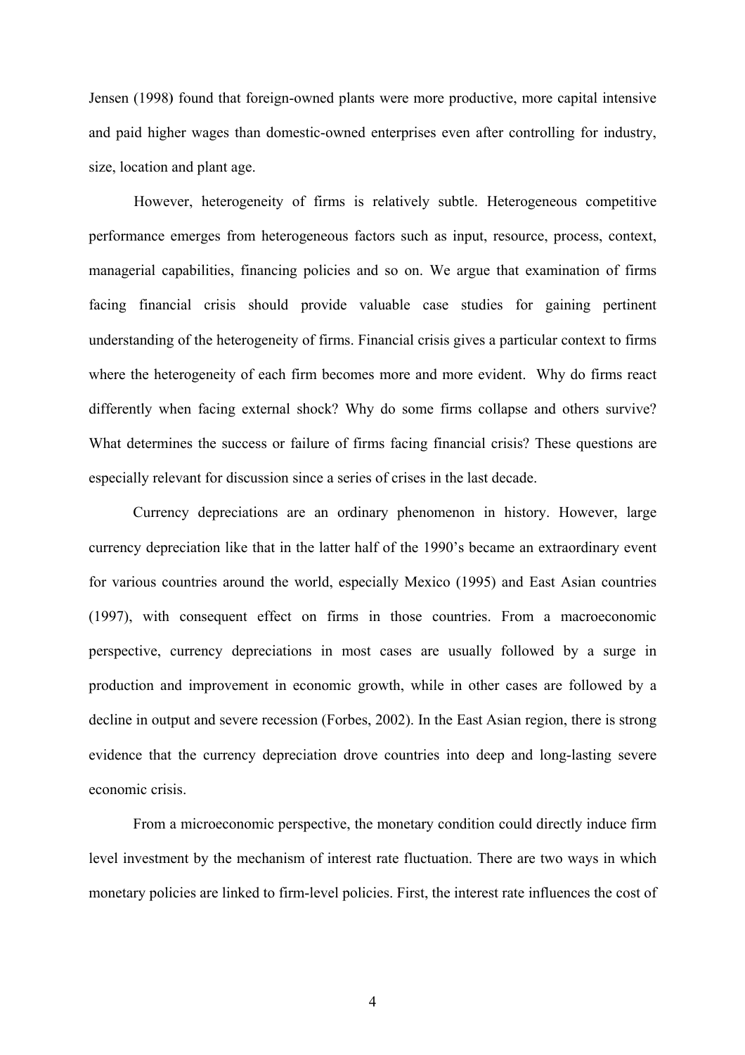Jensen (1998) found that foreign-owned plants were more productive, more capital intensive and paid higher wages than domestic-owned enterprises even after controlling for industry, size, location and plant age.

However, heterogeneity of firms is relatively subtle. Heterogeneous competitive performance emerges from heterogeneous factors such as input, resource, process, context, managerial capabilities, financing policies and so on. We argue that examination of firms facing financial crisis should provide valuable case studies for gaining pertinent understanding of the heterogeneity of firms. Financial crisis gives a particular context to firms where the heterogeneity of each firm becomes more and more evident. Why do firms react differently when facing external shock? Why do some firms collapse and others survive? What determines the success or failure of firms facing financial crisis? These questions are especially relevant for discussion since a series of crises in the last decade.

Currency depreciations are an ordinary phenomenon in history. However, large currency depreciation like that in the latter half of the 1990's became an extraordinary event for various countries around the world, especially Mexico (1995) and East Asian countries (1997), with consequent effect on firms in those countries. From a macroeconomic perspective, currency depreciations in most cases are usually followed by a surge in production and improvement in economic growth, while in other cases are followed by a decline in output and severe recession (Forbes, 2002). In the East Asian region, there is strong evidence that the currency depreciation drove countries into deep and long-lasting severe economic crisis.

From a microeconomic perspective, the monetary condition could directly induce firm level investment by the mechanism of interest rate fluctuation. There are two ways in which monetary policies are linked to firm-level policies. First, the interest rate influences the cost of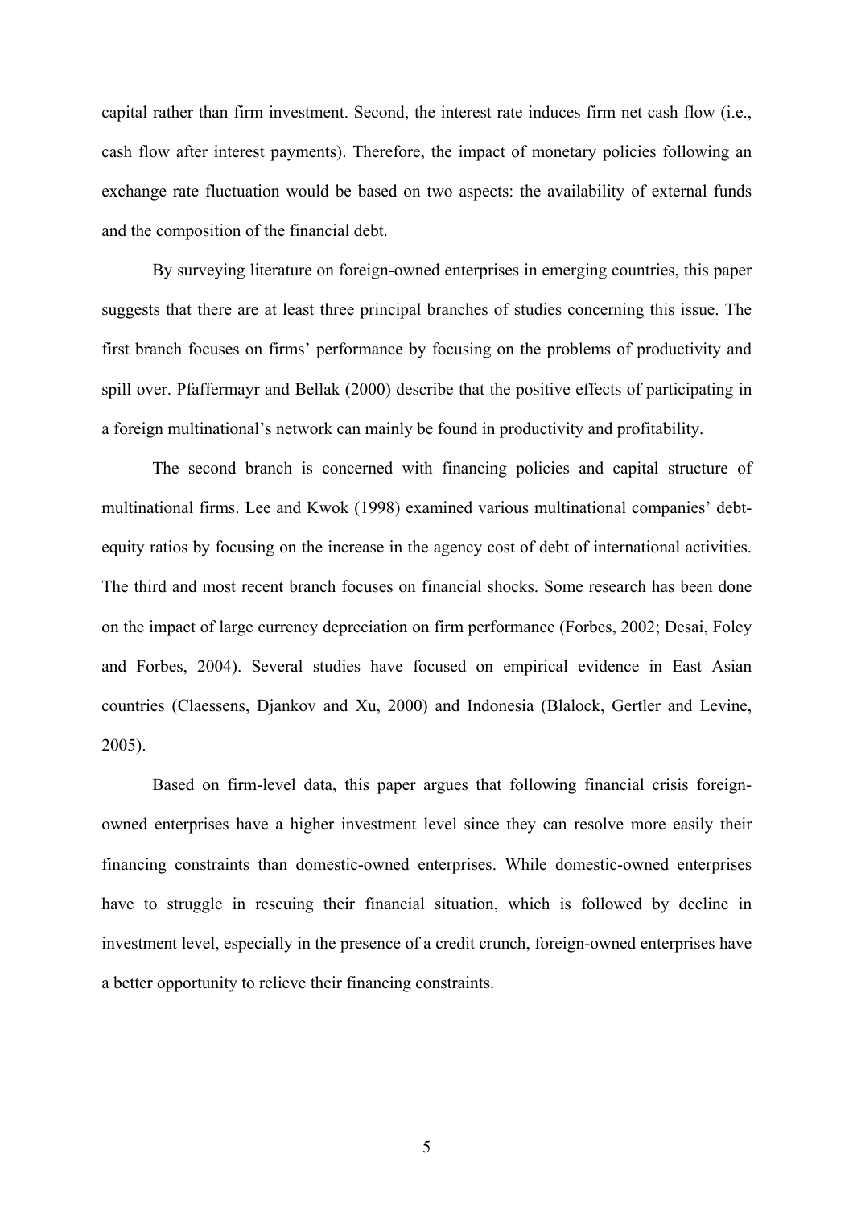capital rather than firm investment. Second, the interest rate induces firm net cash flow (i.e., cash flow after interest payments). Therefore, the impact of monetary policies following an exchange rate fluctuation would be based on two aspects: the availability of external funds and the composition of the financial debt.

By surveying literature on foreign-owned enterprises in emerging countries, this paper suggests that there are at least three principal branches of studies concerning this issue. The first branch focuses on firms' performance by focusing on the problems of productivity and spill over. Pfaffermayr and Bellak (2000) describe that the positive effects of participating in a foreign multinational's network can mainly be found in productivity and profitability.

The second branch is concerned with financing policies and capital structure of multinational firms. Lee and Kwok (1998) examined various multinational companies' debt-equity ratios by focusing on the increase in the agency cost of debt of international activities. The third and most recent branch focuses on financial shocks. Some research has been done on the impact of large currency depreciation on firm performance (Forbes, 2002; Desai, Foley and Forbes, 2004). Several studies have focused on empirical evidence in East Asian countries (Claessens, Djankov and Xu, 2000) and Indonesia (Blalock, Gertler and Levine, 2005).

Based on firm-level data, this paper argues that following financial crisis foreign-owned enterprises have a higher investment level since they can resolve more easily their financing constraints than domestic-owned enterprises. While domestic-owned enterprises have to struggle in rescuing their financial situation, which is followed by decline in investment level, especially in the presence of a credit crunch, foreign-owned enterprises have a better opportunity to relieve their financing constraints.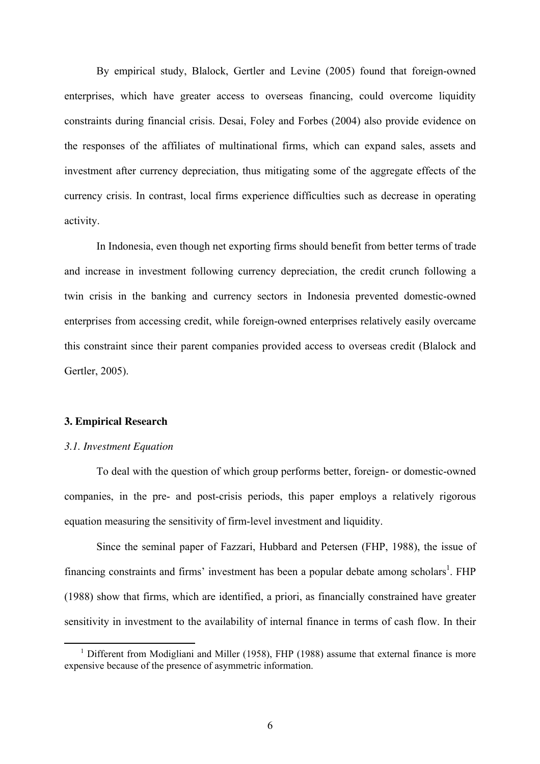By empirical study, Blalock, Gertler and Levine (2005) found that foreign-owned enterprises, which have greater access to overseas financing, could overcome liquidity constraints during financial crisis. Desai, Foley and Forbes (2004) also provide evidence on the responses of the affiliates of multinational firms, which can expand sales, assets and investment after currency depreciation, thus mitigating some of the aggregate effects of the currency crisis. In contrast, local firms experience difficulties such as decrease in operating activity.

In Indonesia, even though net exporting firms should benefit from better terms of trade and increase in investment following currency depreciation, the credit crunch following a twin crisis in the banking and currency sectors in Indonesia prevented domestic-owned enterprises from accessing credit, while foreign-owned enterprises relatively easily overcame this constraint since their parent companies provided access to overseas credit (Blalock and Gertler, 2005).

### 3. Empirical Research

#### *3.1. Investment Equation*

To deal with the question of which group performs better, foreign- or domestic-owned companies, in the pre- and post-crisis periods, this paper employs a relatively rigorous equation measuring the sensitivity of firm-level investment and liquidity.

Since the seminal paper of Fazzari, Hubbard and Petersen (FHP, 1988), the issue of financing constraints and firms' investment has been a popular debate among scholars[1]. FHP (1988) show that firms, which are identified, a priori, as financially constrained have greater sensitivity in investment to the availability of internal finance in terms of cash flow. In their

[1] Different from Modigliani and Miller (1958), FHP (1988) assume that external finance is more expensive because of the presence of asymmetric information.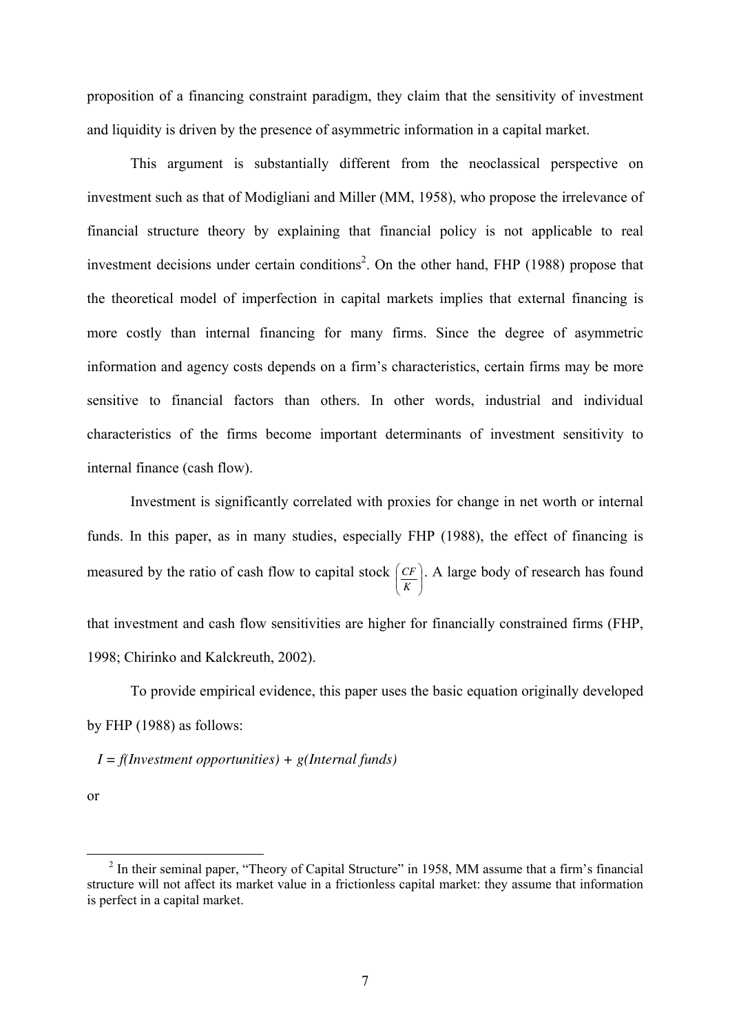proposition of a financing constraint paradigm, they claim that the sensitivity of investment and liquidity is driven by the presence of asymmetric information in a capital market.

This argument is substantially different from the neoclassical perspective on investment such as that of Modigliani and Miller (MM, 1958), who propose the irrelevance of financial structure theory by explaining that financial policy is not applicable to real investment decisions under certain conditions[2]. On the other hand, FHP (1988) propose that the theoretical model of imperfection in capital markets implies that external financing is more costly than internal financing for many firms. Since the degree of asymmetric information and agency costs depends on a firm's characteristics, certain firms may be more sensitive to financial factors than others. In other words, industrial and individual characteristics of the firms become important determinants of investment sensitivity to internal finance (cash flow).

Investment is significantly correlated with proxies for change in net worth or internal funds. In this paper, as in many studies, especially FHP (1988), the effect of financing is measured by the ratio of cash flow to capital stock $\left(\frac{CF}{K}\right)$. A large body of research has found that investment and cash flow sensitivities are higher for financially constrained firms (FHP, 1998; Chirinko and Kalckreuth, 2002).

To provide empirical evidence, this paper uses the basic equation originally developed by FHP (1988) as follows:

$I = f(\textit{Investment opportunities}) + g(\textit{Internal funds})$

or

[2] In their seminal paper, "Theory of Capital Structure" in 1958, MM assume that a firm's financial structure will not affect its market value in a frictionless capital market: they assume that information is perfect in a capital market.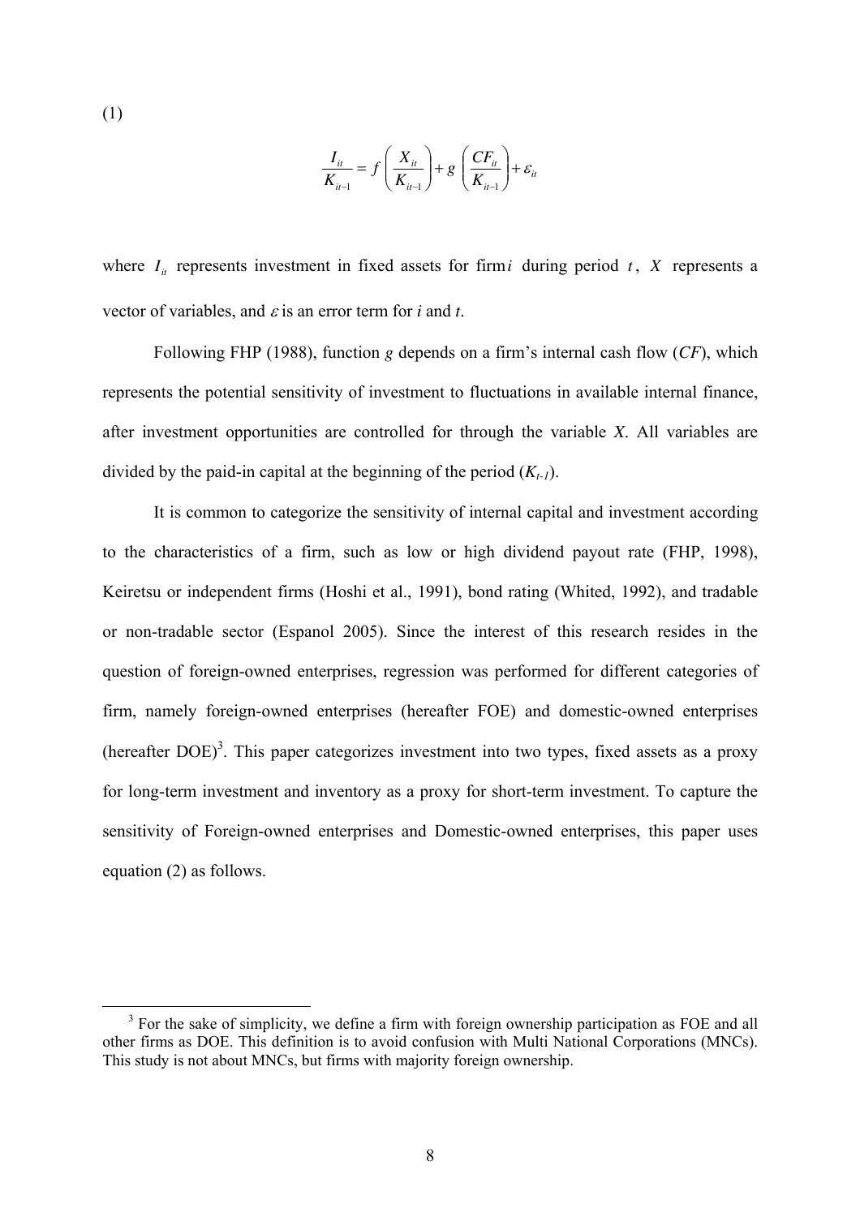(1)

$$\frac{I_{it}}{K_{it-1}} = f\left(\frac{X_{it}}{K_{it-1}}\right) + g\left(\frac{CF_{it}}{K_{it-1}}\right) + \varepsilon_{it}$$

where $I_{it}$ represents investment in fixed assets for firm $i$ during period $t$, $X$ represents a vector of variables, and $\varepsilon$ is an error term for *i* and *t*.

Following FHP (1988), function *g* depends on a firm's internal cash flow (*CF*), which represents the potential sensitivity of investment to fluctuations in available internal finance, after investment opportunities are controlled for through the variable *X*. All variables are divided by the paid-in capital at the beginning of the period ($K_{t-1}$).

It is common to categorize the sensitivity of internal capital and investment according to the characteristics of a firm, such as low or high dividend payout rate (FHP, 1998), Keiretsu or independent firms (Hoshi et al., 1991), bond rating (Whited, 1992), and tradable or non-tradable sector (Espanol 2005). Since the interest of this research resides in the question of foreign-owned enterprises, regression was performed for different categories of firm, namely foreign-owned enterprises (hereafter FOE) and domestic-owned enterprises (hereafter DOE)[3]. This paper categorizes investment into two types, fixed assets as a proxy for long-term investment and inventory as a proxy for short-term investment. To capture the sensitivity of Foreign-owned enterprises and Domestic-owned enterprises, this paper uses equation (2) as follows.

[3] For the sake of simplicity, we define a firm with foreign ownership participation as FOE and all other firms as DOE. This definition is to avoid confusion with Multi National Corporations (MNCs). This study is not about MNCs, but firms with majority foreign ownership.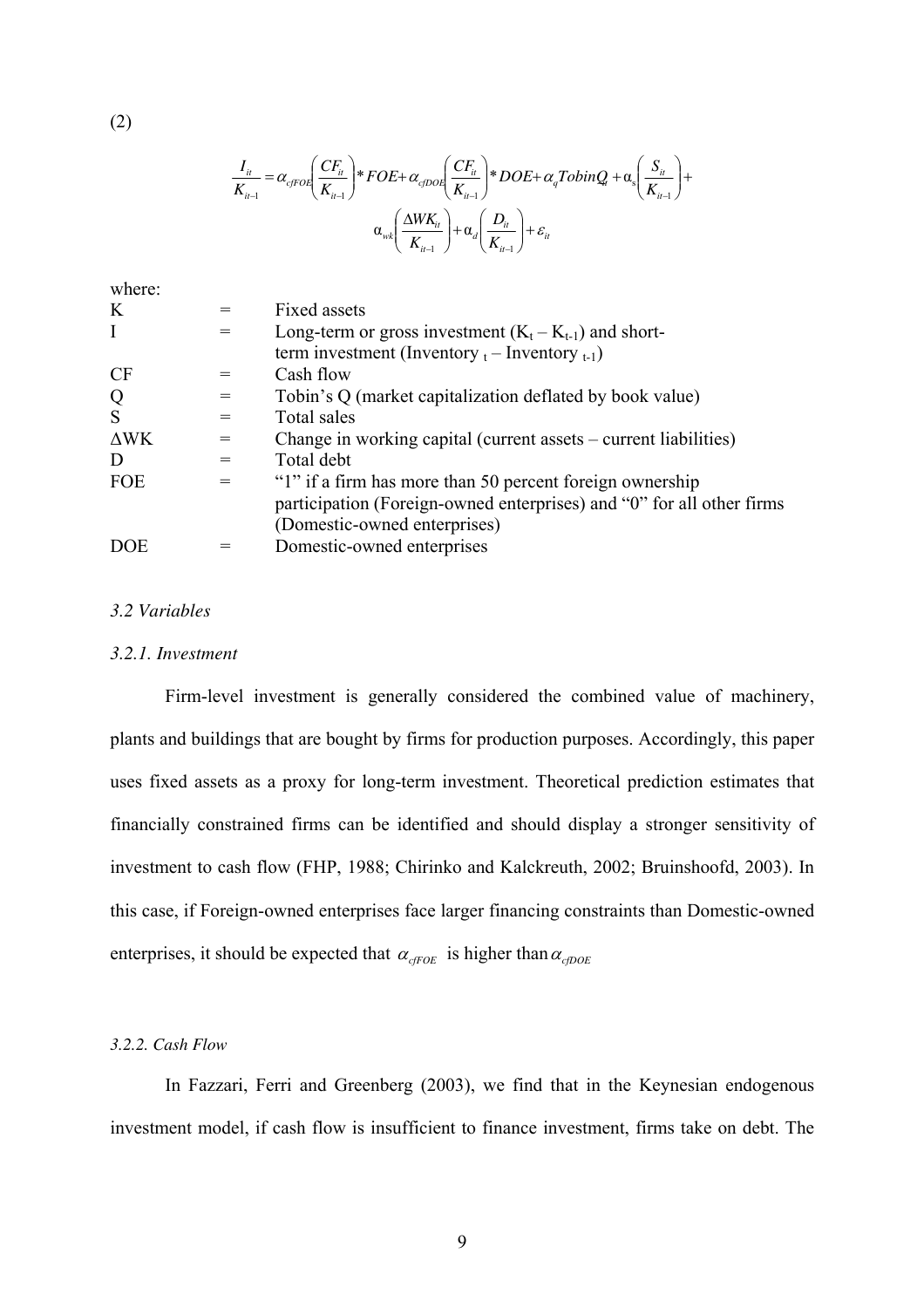(2)

$$\frac{I_{it}}{K_{it-1}} = \alpha_{cfFOE}\left(\frac{CF_{it}}{K_{it-1}}\right) * FOE + \alpha_{cfDOE}\left(\frac{CF_{it}}{K_{it-1}}\right) * DOE + \alpha_{q} TobinQ_{it} + \alpha_{s}\left(\frac{S_{it}}{K_{it-1}}\right) + \alpha_{wk}\left(\frac{\Delta WK_{it}}{K_{it-1}}\right) + \alpha_{d}\left(\frac{D_{it}}{K_{it-1}}\right) + \varepsilon_{it}$$

where:

| | | |
|---|---|---|
| K | = | Fixed assets |
| I | = | Long-term or gross investment ($K_t - K_{t-1}$) and short-term investment (Inventory $_t$ – Inventory $_{t-1}$) |
| CF | = | Cash flow |
| Q | = | Tobin's Q (market capitalization deflated by book value) |
| S | = | Total sales |
| ΔWK | = | Change in working capital (current assets – current liabilities) |
| D | = | Total debt |
| FOE | = | "1" if a firm has more than 50 percent foreign ownership participation (Foreign-owned enterprises) and "0" for all other firms (Domestic-owned enterprises) |
| DOE | = | Domestic-owned enterprises |

### *3.2 Variables*

#### *3.2.1. Investment*

Firm-level investment is generally considered the combined value of machinery, plants and buildings that are bought by firms for production purposes. Accordingly, this paper uses fixed assets as a proxy for long-term investment. Theoretical prediction estimates that financially constrained firms can be identified and should display a stronger sensitivity of investment to cash flow (FHP, 1988; Chirinko and Kalckreuth, 2002; Bruinshoofd, 2003). In this case, if Foreign-owned enterprises face larger financing constraints than Domestic-owned enterprises, it should be expected that $\alpha_{cfFOE}$ is higher than $\alpha_{cfDOE}$

#### *3.2.2. Cash Flow*

In Fazzari, Ferri and Greenberg (2003), we find that in the Keynesian endogenous investment model, if cash flow is insufficient to finance investment, firms take on debt. The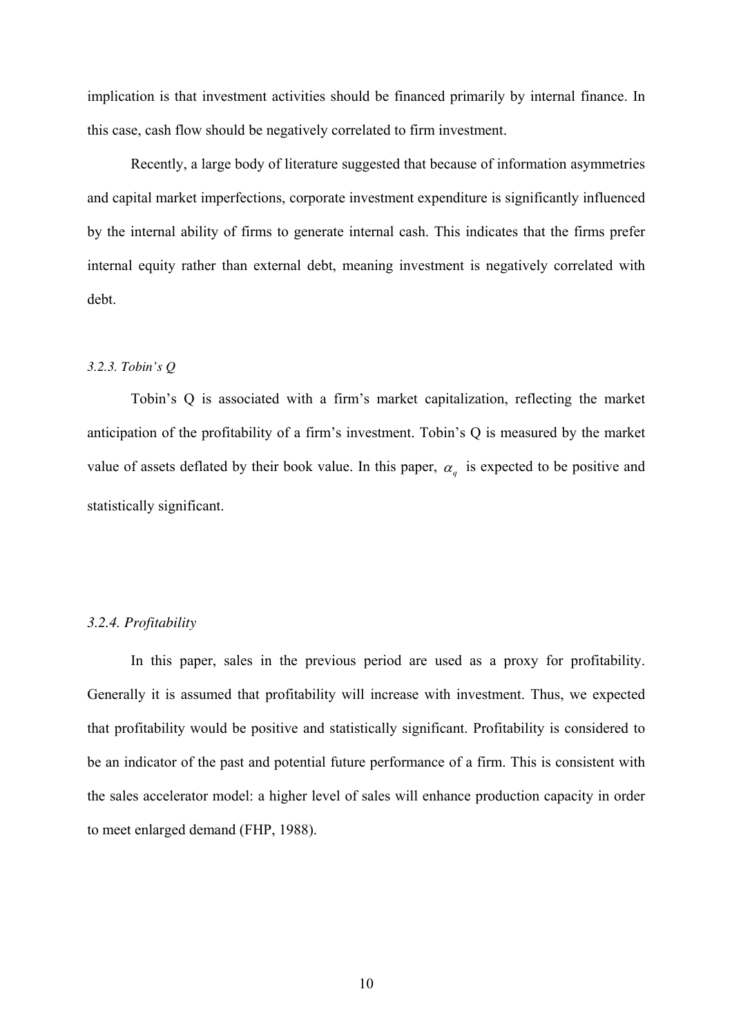implication is that investment activities should be financed primarily by internal finance. In this case, cash flow should be negatively correlated to firm investment.

Recently, a large body of literature suggested that because of information asymmetries and capital market imperfections, corporate investment expenditure is significantly influenced by the internal ability of firms to generate internal cash. This indicates that the firms prefer internal equity rather than external debt, meaning investment is negatively correlated with debt.

### *3.2.3. Tobin's Q*

Tobin's Q is associated with a firm's market capitalization, reflecting the market anticipation of the profitability of a firm's investment. Tobin's Q is measured by the market value of assets deflated by their book value. In this paper, $\alpha_q$ is expected to be positive and statistically significant.

### *3.2.4. Profitability*

In this paper, sales in the previous period are used as a proxy for profitability. Generally it is assumed that profitability will increase with investment. Thus, we expected that profitability would be positive and statistically significant. Profitability is considered to be an indicator of the past and potential future performance of a firm. This is consistent with the sales accelerator model: a higher level of sales will enhance production capacity in order to meet enlarged demand (FHP, 1988).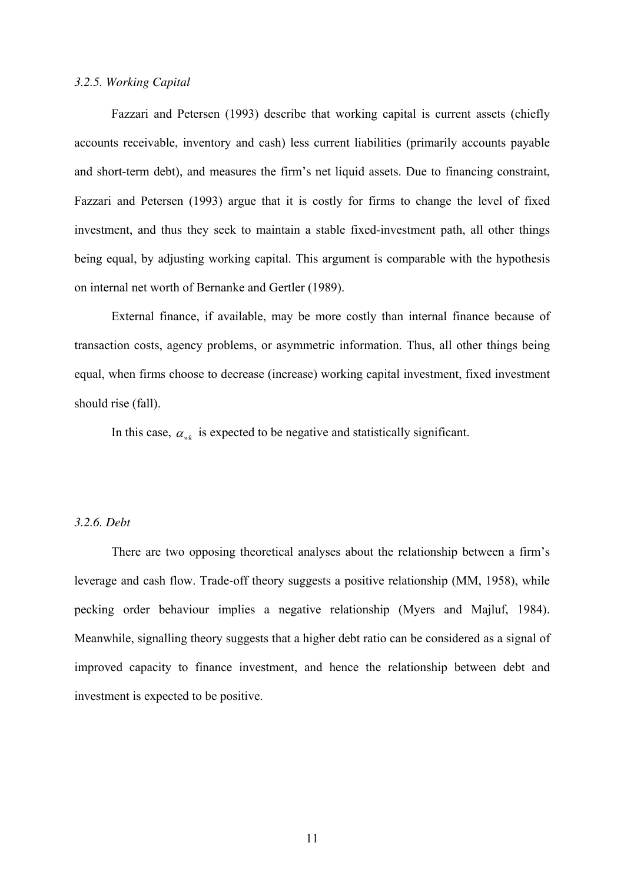### *3.2.5. Working Capital*

Fazzari and Petersen (1993) describe that working capital is current assets (chiefly accounts receivable, inventory and cash) less current liabilities (primarily accounts payable and short-term debt), and measures the firm's net liquid assets. Due to financing constraint, Fazzari and Petersen (1993) argue that it is costly for firms to change the level of fixed investment, and thus they seek to maintain a stable fixed-investment path, all other things being equal, by adjusting working capital. This argument is comparable with the hypothesis on internal net worth of Bernanke and Gertler (1989).

External finance, if available, may be more costly than internal finance because of transaction costs, agency problems, or asymmetric information. Thus, all other things being equal, when firms choose to decrease (increase) working capital investment, fixed investment should rise (fall).

In this case, $\alpha_{wk}$ is expected to be negative and statistically significant.

### *3.2.6. Debt*

There are two opposing theoretical analyses about the relationship between a firm's leverage and cash flow. Trade-off theory suggests a positive relationship (MM, 1958), while pecking order behaviour implies a negative relationship (Myers and Majluf, 1984). Meanwhile, signalling theory suggests that a higher debt ratio can be considered as a signal of improved capacity to finance investment, and hence the relationship between debt and investment is expected to be positive.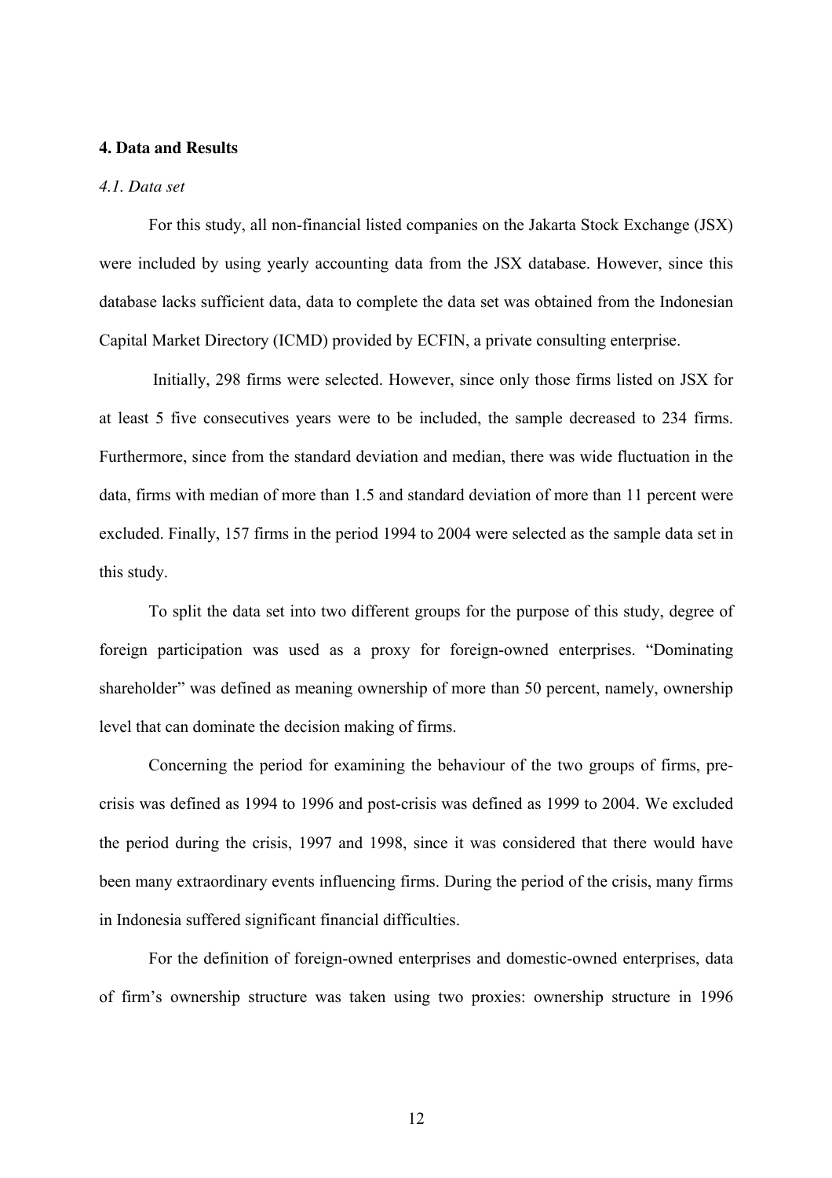## 4. Data and Results

### *4.1. Data set*

For this study, all non-financial listed companies on the Jakarta Stock Exchange (JSX) were included by using yearly accounting data from the JSX database. However, since this database lacks sufficient data, data to complete the data set was obtained from the Indonesian Capital Market Directory (ICMD) provided by ECFIN, a private consulting enterprise.

Initially, 298 firms were selected. However, since only those firms listed on JSX for at least 5 five consecutives years were to be included, the sample decreased to 234 firms. Furthermore, since from the standard deviation and median, there was wide fluctuation in the data, firms with median of more than 1.5 and standard deviation of more than 11 percent were excluded. Finally, 157 firms in the period 1994 to 2004 were selected as the sample data set in this study.

To split the data set into two different groups for the purpose of this study, degree of foreign participation was used as a proxy for foreign-owned enterprises. "Dominating shareholder" was defined as meaning ownership of more than 50 percent, namely, ownership level that can dominate the decision making of firms.

Concerning the period for examining the behaviour of the two groups of firms, pre-crisis was defined as 1994 to 1996 and post-crisis was defined as 1999 to 2004. We excluded the period during the crisis, 1997 and 1998, since it was considered that there would have been many extraordinary events influencing firms. During the period of the crisis, many firms in Indonesia suffered significant financial difficulties.

For the definition of foreign-owned enterprises and domestic-owned enterprises, data of firm's ownership structure was taken using two proxies: ownership structure in 1996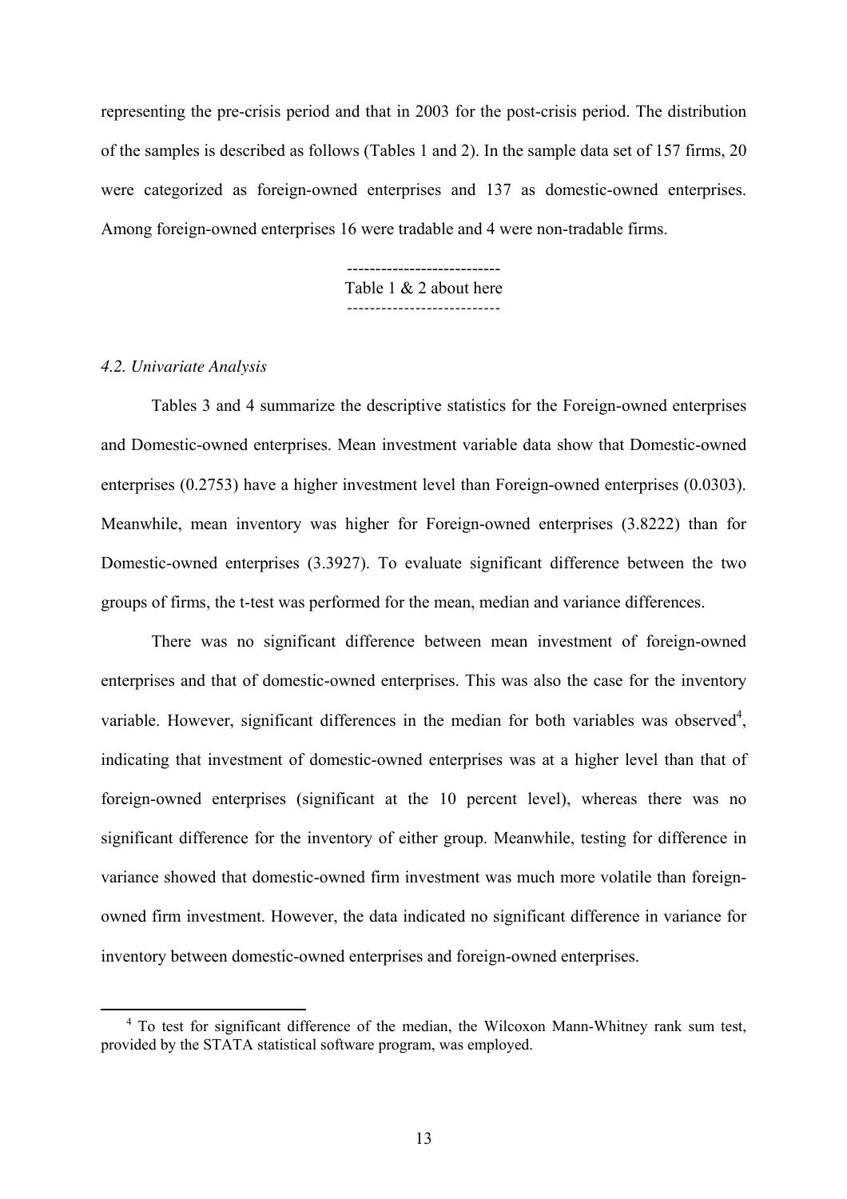representing the pre-crisis period and that in 2003 for the post-crisis period. The distribution of the samples is described as follows (Tables 1 and 2). In the sample data set of 157 firms, 20 were categorized as foreign-owned enterprises and 137 as domestic-owned enterprises. Among foreign-owned enterprises 16 were tradable and 4 were non-tradable firms.

---------------------------
Table 1 & 2 about here
---------------------------

### *4.2. Univariate Analysis*

Tables 3 and 4 summarize the descriptive statistics for the Foreign-owned enterprises and Domestic-owned enterprises. Mean investment variable data show that Domestic-owned enterprises (0.2753) have a higher investment level than Foreign-owned enterprises (0.0303). Meanwhile, mean inventory was higher for Foreign-owned enterprises (3.8222) than for Domestic-owned enterprises (3.3927). To evaluate significant difference between the two groups of firms, the t-test was performed for the mean, median and variance differences.

There was no significant difference between mean investment of foreign-owned enterprises and that of domestic-owned enterprises. This was also the case for the inventory variable. However, significant differences in the median for both variables was observed[4], indicating that investment of domestic-owned enterprises was at a higher level than that of foreign-owned enterprises (significant at the 10 percent level), whereas there was no significant difference for the inventory of either group. Meanwhile, testing for difference in variance showed that domestic-owned firm investment was much more volatile than foreign-owned firm investment. However, the data indicated no significant difference in variance for inventory between domestic-owned enterprises and foreign-owned enterprises.

---

[4] To test for significant difference of the median, the Wilcoxon Mann-Whitney rank sum test, provided by the STATA statistical software program, was employed.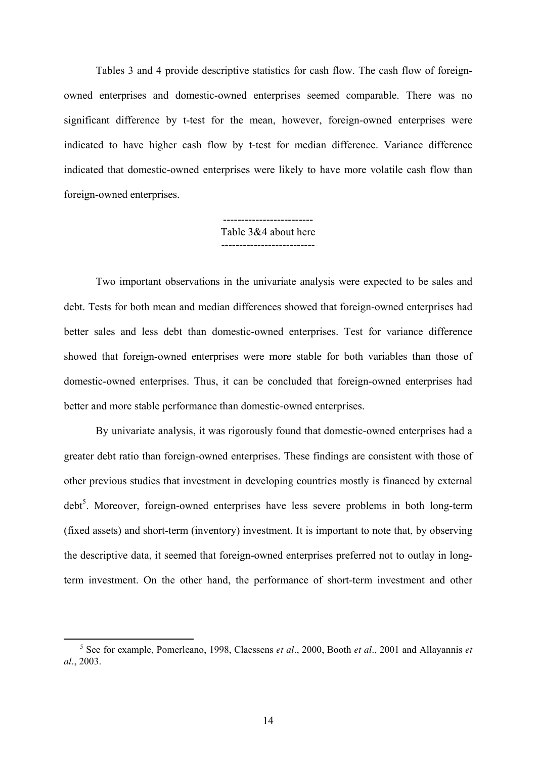Tables 3 and 4 provide descriptive statistics for cash flow. The cash flow of foreign-owned enterprises and domestic-owned enterprises seemed comparable. There was no significant difference by t-test for the mean, however, foreign-owned enterprises were indicated to have higher cash flow by t-test for median difference. Variance difference indicated that domestic-owned enterprises were likely to have more volatile cash flow than foreign-owned enterprises.

------------------------
Table 3&4 about here
-------------------------

Two important observations in the univariate analysis were expected to be sales and debt. Tests for both mean and median differences showed that foreign-owned enterprises had better sales and less debt than domestic-owned enterprises. Test for variance difference showed that foreign-owned enterprises were more stable for both variables than those of domestic-owned enterprises. Thus, it can be concluded that foreign-owned enterprises had better and more stable performance than domestic-owned enterprises.

By univariate analysis, it was rigorously found that domestic-owned enterprises had a greater debt ratio than foreign-owned enterprises. These findings are consistent with those of other previous studies that investment in developing countries mostly is financed by external debt[5]. Moreover, foreign-owned enterprises have less severe problems in both long-term (fixed assets) and short-term (inventory) investment. It is important to note that, by observing the descriptive data, it seemed that foreign-owned enterprises preferred not to outlay in long-term investment. On the other hand, the performance of short-term investment and other

[5] See for example, Pomerleano, 1998, Claessens *et al*., 2000, Booth *et al*., 2001 and Allayannis *et al*., 2003.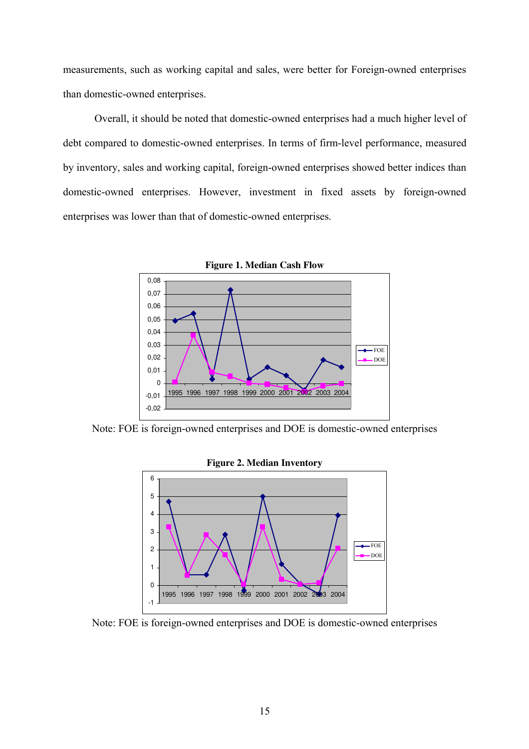measurements, such as working capital and sales, were better for Foreign-owned enterprises than domestic-owned enterprises.

Overall, it should be noted that domestic-owned enterprises had a much higher level of debt compared to domestic-owned enterprises. In terms of firm-level performance, measured by inventory, sales and working capital, foreign-owned enterprises showed better indices than domestic-owned enterprises. However, investment in fixed assets by foreign-owned enterprises was lower than that of domestic-owned enterprises.

**Figure 1. Median Cash Flow**

Note: FOE is foreign-owned enterprises and DOE is domestic-owned enterprises

**Figure 2. Median Inventory**

Note: FOE is foreign-owned enterprises and DOE is domestic-owned enterprises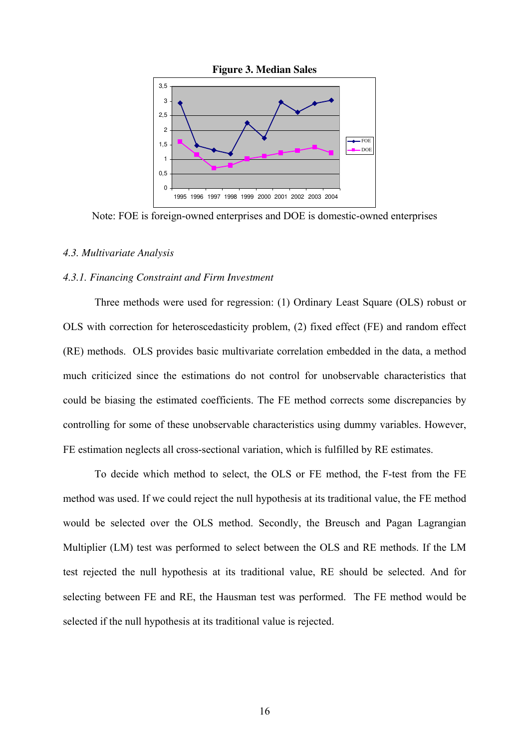**Figure 3. Median Sales**

Note: FOE is foreign-owned enterprises and DOE is domestic-owned enterprises

*4.3. Multivariate Analysis*

*4.3.1. Financing Constraint and Firm Investment*

Three methods were used for regression: (1) Ordinary Least Square (OLS) robust or OLS with correction for heteroscedasticity problem, (2) fixed effect (FE) and random effect (RE) methods. OLS provides basic multivariate correlation embedded in the data, a method much criticized since the estimations do not control for unobservable characteristics that could be biasing the estimated coefficients. The FE method corrects some discrepancies by controlling for some of these unobservable characteristics using dummy variables. However, FE estimation neglects all cross-sectional variation, which is fulfilled by RE estimates.

To decide which method to select, the OLS or FE method, the F-test from the FE method was used. If we could reject the null hypothesis at its traditional value, the FE method would be selected over the OLS method. Secondly, the Breusch and Pagan Lagrangian Multiplier (LM) test was performed to select between the OLS and RE methods. If the LM test rejected the null hypothesis at its traditional value, RE should be selected. And for selecting between FE and RE, the Hausman test was performed. The FE method would be selected if the null hypothesis at its traditional value is rejected.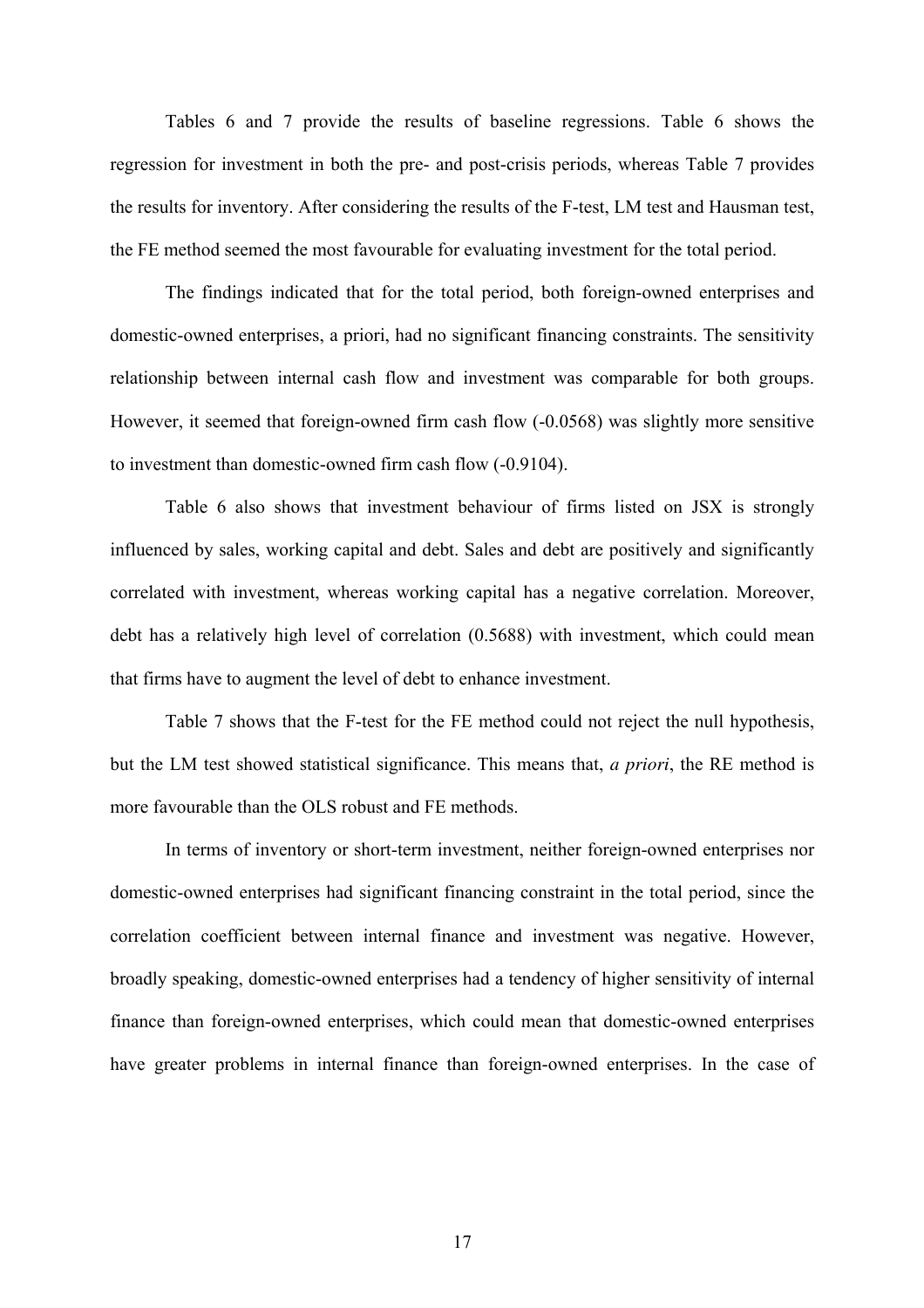Tables 6 and 7 provide the results of baseline regressions. Table 6 shows the regression for investment in both the pre- and post-crisis periods, whereas Table 7 provides the results for inventory. After considering the results of the F-test, LM test and Hausman test, the FE method seemed the most favourable for evaluating investment for the total period.

The findings indicated that for the total period, both foreign-owned enterprises and domestic-owned enterprises, a priori, had no significant financing constraints. The sensitivity relationship between internal cash flow and investment was comparable for both groups. However, it seemed that foreign-owned firm cash flow (-0.0568) was slightly more sensitive to investment than domestic-owned firm cash flow (-0.9104).

Table 6 also shows that investment behaviour of firms listed on JSX is strongly influenced by sales, working capital and debt. Sales and debt are positively and significantly correlated with investment, whereas working capital has a negative correlation. Moreover, debt has a relatively high level of correlation (0.5688) with investment, which could mean that firms have to augment the level of debt to enhance investment.

Table 7 shows that the F-test for the FE method could not reject the null hypothesis, but the LM test showed statistical significance. This means that, *a priori*, the RE method is more favourable than the OLS robust and FE methods.

In terms of inventory or short-term investment, neither foreign-owned enterprises nor domestic-owned enterprises had significant financing constraint in the total period, since the correlation coefficient between internal finance and investment was negative. However, broadly speaking, domestic-owned enterprises had a tendency of higher sensitivity of internal finance than foreign-owned enterprises, which could mean that domestic-owned enterprises have greater problems in internal finance than foreign-owned enterprises. In the case of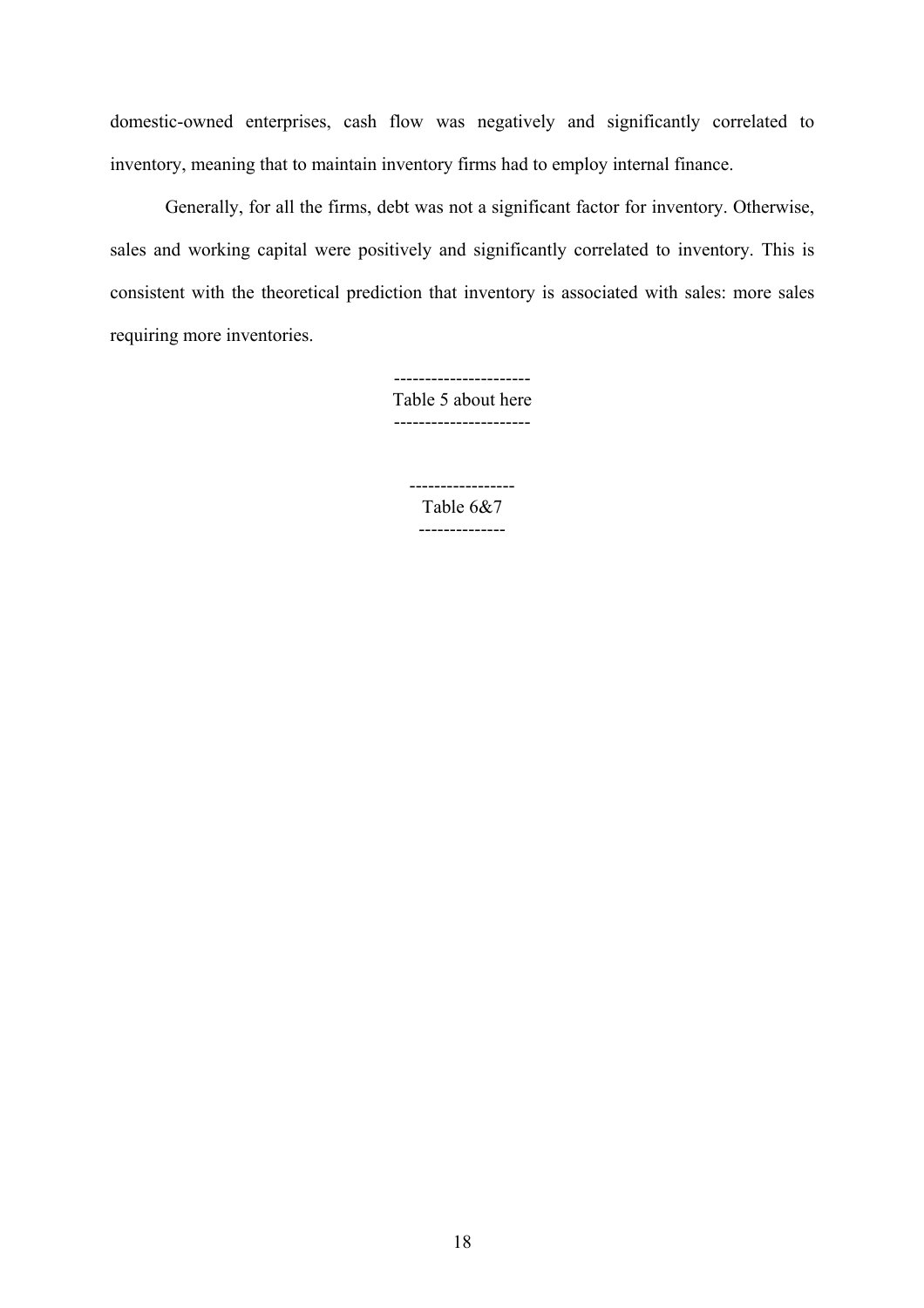domestic-owned enterprises, cash flow was negatively and significantly correlated to inventory, meaning that to maintain inventory firms had to employ internal finance.

Generally, for all the firms, debt was not a significant factor for inventory. Otherwise, sales and working capital were positively and significantly correlated to inventory. This is consistent with the theoretical prediction that inventory is associated with sales: more sales requiring more inventories.

----------------------

Table 5 about here

----------------------

-----------------

Table 6&7

--------------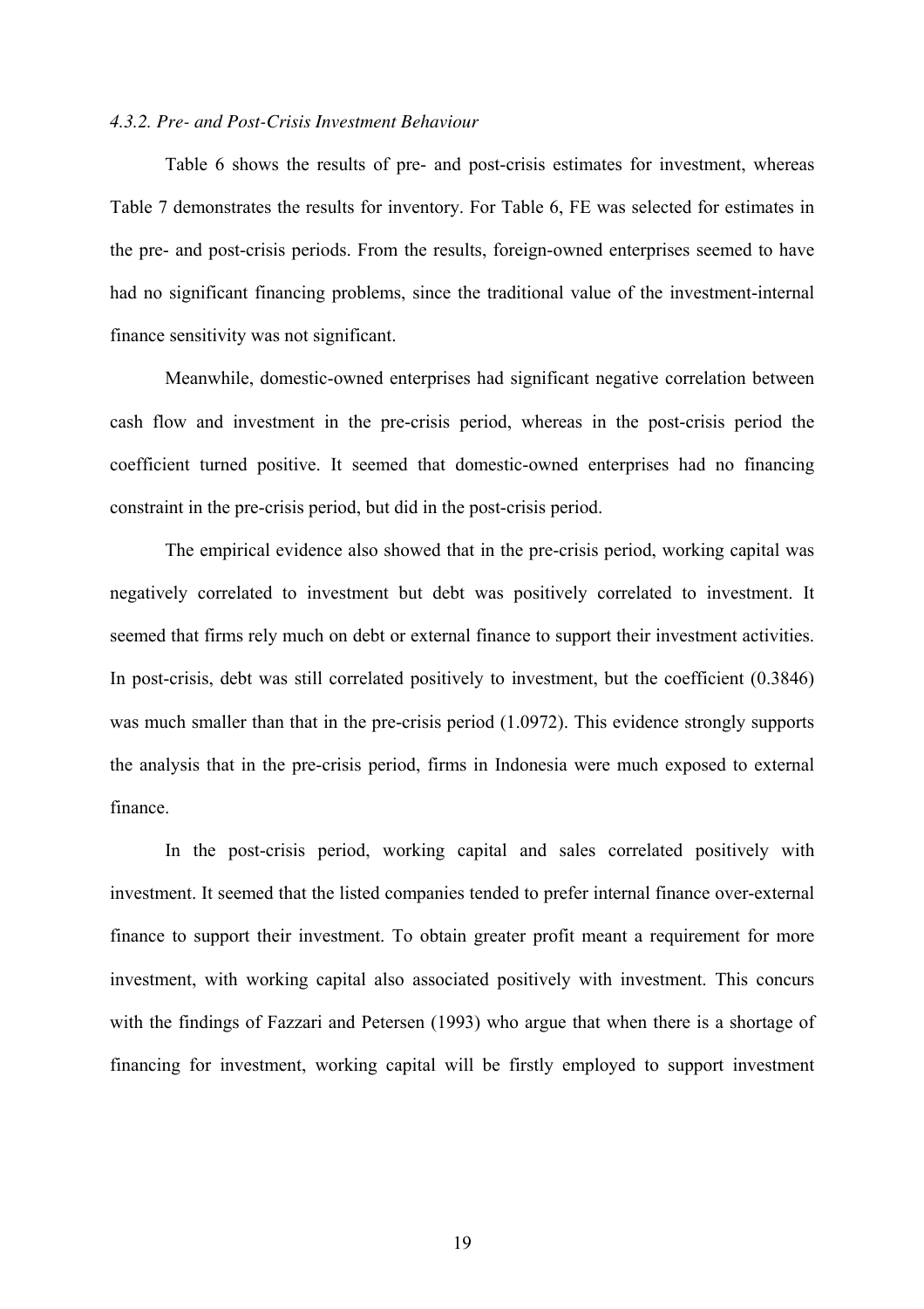*4.3.2. Pre- and Post-Crisis Investment Behaviour*

Table 6 shows the results of pre- and post-crisis estimates for investment, whereas Table 7 demonstrates the results for inventory. For Table 6, FE was selected for estimates in the pre- and post-crisis periods. From the results, foreign-owned enterprises seemed to have had no significant financing problems, since the traditional value of the investment-internal finance sensitivity was not significant.

Meanwhile, domestic-owned enterprises had significant negative correlation between cash flow and investment in the pre-crisis period, whereas in the post-crisis period the coefficient turned positive. It seemed that domestic-owned enterprises had no financing constraint in the pre-crisis period, but did in the post-crisis period.

The empirical evidence also showed that in the pre-crisis period, working capital was negatively correlated to investment but debt was positively correlated to investment. It seemed that firms rely much on debt or external finance to support their investment activities. In post-crisis, debt was still correlated positively to investment, but the coefficient (0.3846) was much smaller than that in the pre-crisis period (1.0972). This evidence strongly supports the analysis that in the pre-crisis period, firms in Indonesia were much exposed to external finance.

In the post-crisis period, working capital and sales correlated positively with investment. It seemed that the listed companies tended to prefer internal finance over-external finance to support their investment. To obtain greater profit meant a requirement for more investment, with working capital also associated positively with investment. This concurs with the findings of Fazzari and Petersen (1993) who argue that when there is a shortage of financing for investment, working capital will be firstly employed to support investment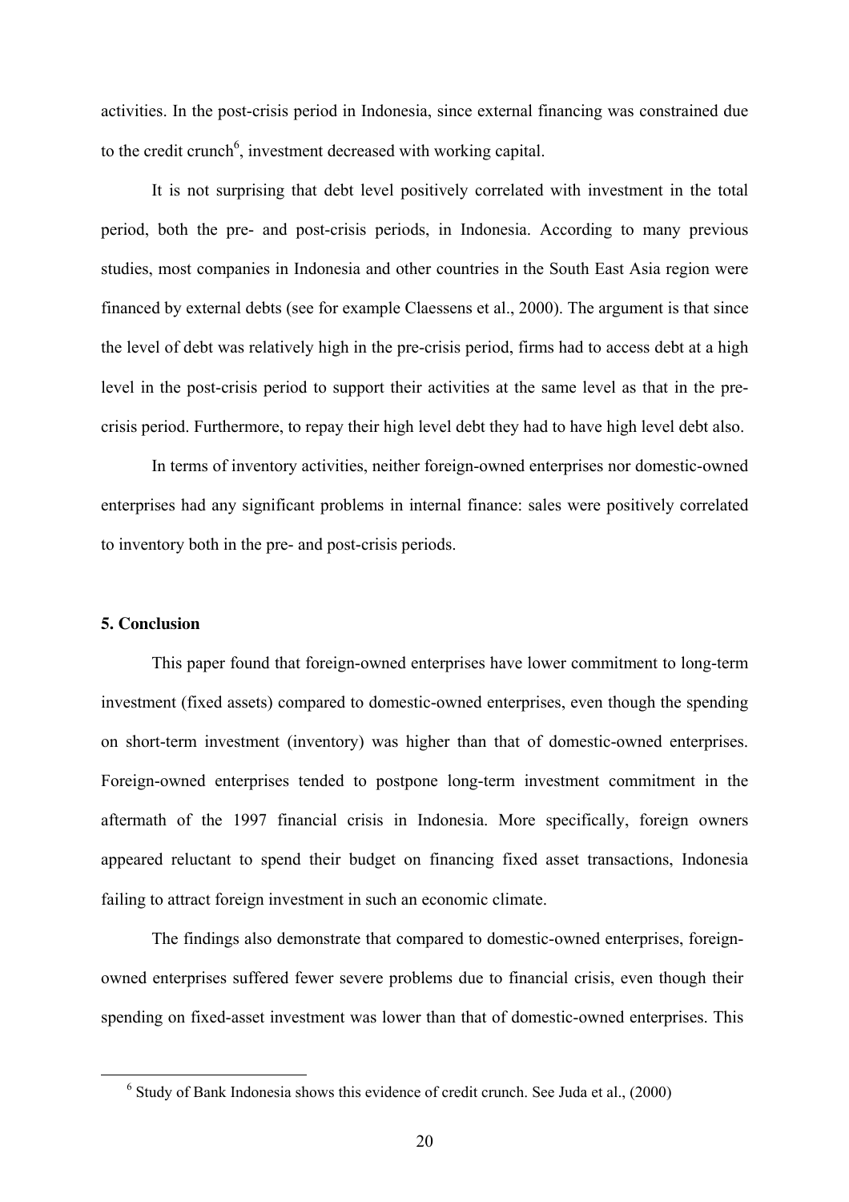activities. In the post-crisis period in Indonesia, since external financing was constrained due to the credit crunch[6], investment decreased with working capital.

It is not surprising that debt level positively correlated with investment in the total period, both the pre- and post-crisis periods, in Indonesia. According to many previous studies, most companies in Indonesia and other countries in the South East Asia region were financed by external debts (see for example Claessens et al., 2000). The argument is that since the level of debt was relatively high in the pre-crisis period, firms had to access debt at a high level in the post-crisis period to support their activities at the same level as that in the pre-crisis period. Furthermore, to repay their high level debt they had to have high level debt also.

In terms of inventory activities, neither foreign-owned enterprises nor domestic-owned enterprises had any significant problems in internal finance: sales were positively correlated to inventory both in the pre- and post-crisis periods.

## 5. Conclusion

This paper found that foreign-owned enterprises have lower commitment to long-term investment (fixed assets) compared to domestic-owned enterprises, even though the spending on short-term investment (inventory) was higher than that of domestic-owned enterprises. Foreign-owned enterprises tended to postpone long-term investment commitment in the aftermath of the 1997 financial crisis in Indonesia. More specifically, foreign owners appeared reluctant to spend their budget on financing fixed asset transactions, Indonesia failing to attract foreign investment in such an economic climate.

The findings also demonstrate that compared to domestic-owned enterprises, foreign-owned enterprises suffered fewer severe problems due to financial crisis, even though their spending on fixed-asset investment was lower than that of domestic-owned enterprises. This

[6] Study of Bank Indonesia shows this evidence of credit crunch. See Juda et al., (2000)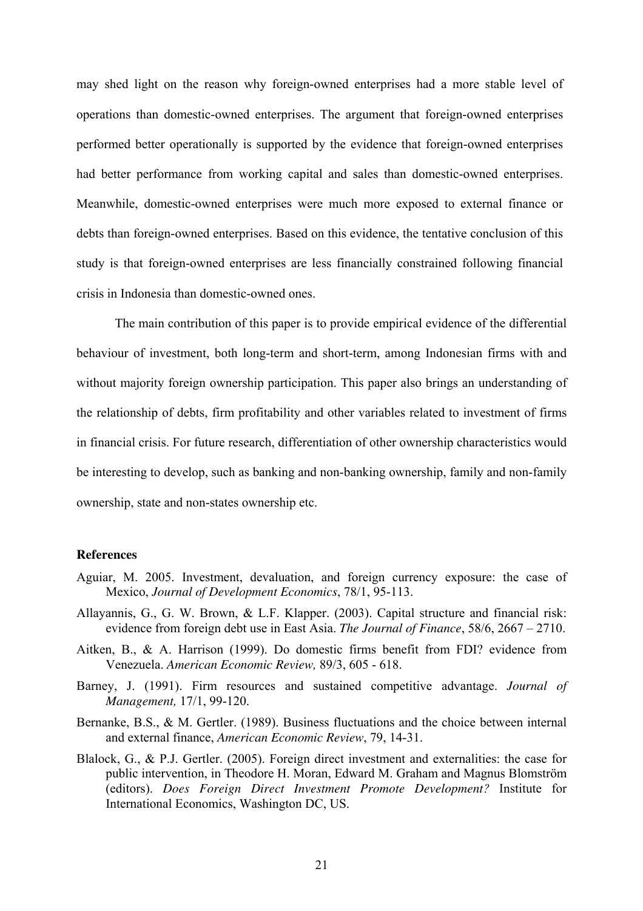may shed light on the reason why foreign-owned enterprises had a more stable level of operations than domestic-owned enterprises. The argument that foreign-owned enterprises performed better operationally is supported by the evidence that foreign-owned enterprises had better performance from working capital and sales than domestic-owned enterprises. Meanwhile, domestic-owned enterprises were much more exposed to external finance or debts than foreign-owned enterprises. Based on this evidence, the tentative conclusion of this study is that foreign-owned enterprises are less financially constrained following financial crisis in Indonesia than domestic-owned ones.

The main contribution of this paper is to provide empirical evidence of the differential behaviour of investment, both long-term and short-term, among Indonesian firms with and without majority foreign ownership participation. This paper also brings an understanding of the relationship of debts, firm profitability and other variables related to investment of firms in financial crisis. For future research, differentiation of other ownership characteristics would be interesting to develop, such as banking and non-banking ownership, family and non-family ownership, state and non-states ownership etc.

## References

Aguiar, M. 2005. Investment, devaluation, and foreign currency exposure: the case of Mexico, *Journal of Development Economics*, 78/1, 95-113.

Allayannis, G., G. W. Brown, & L.F. Klapper. (2003). Capital structure and financial risk: evidence from foreign debt use in East Asia. *The Journal of Finance*, 58/6, 2667 – 2710.

Aitken, B., & A. Harrison (1999). Do domestic firms benefit from FDI? evidence from Venezuela. *American Economic Review,* 89/3, 605 - 618.

Barney, J. (1991). Firm resources and sustained competitive advantage. *Journal of Management,* 17/1, 99-120.

Bernanke, B.S., & M. Gertler. (1989). Business fluctuations and the choice between internal and external finance, *American Economic Review*, 79, 14-31.

Blalock, G., & P.J. Gertler. (2005). Foreign direct investment and externalities: the case for public intervention, in Theodore H. Moran, Edward M. Graham and Magnus Blomström (editors). *Does Foreign Direct Investment Promote Development?* Institute for International Economics, Washington DC, US.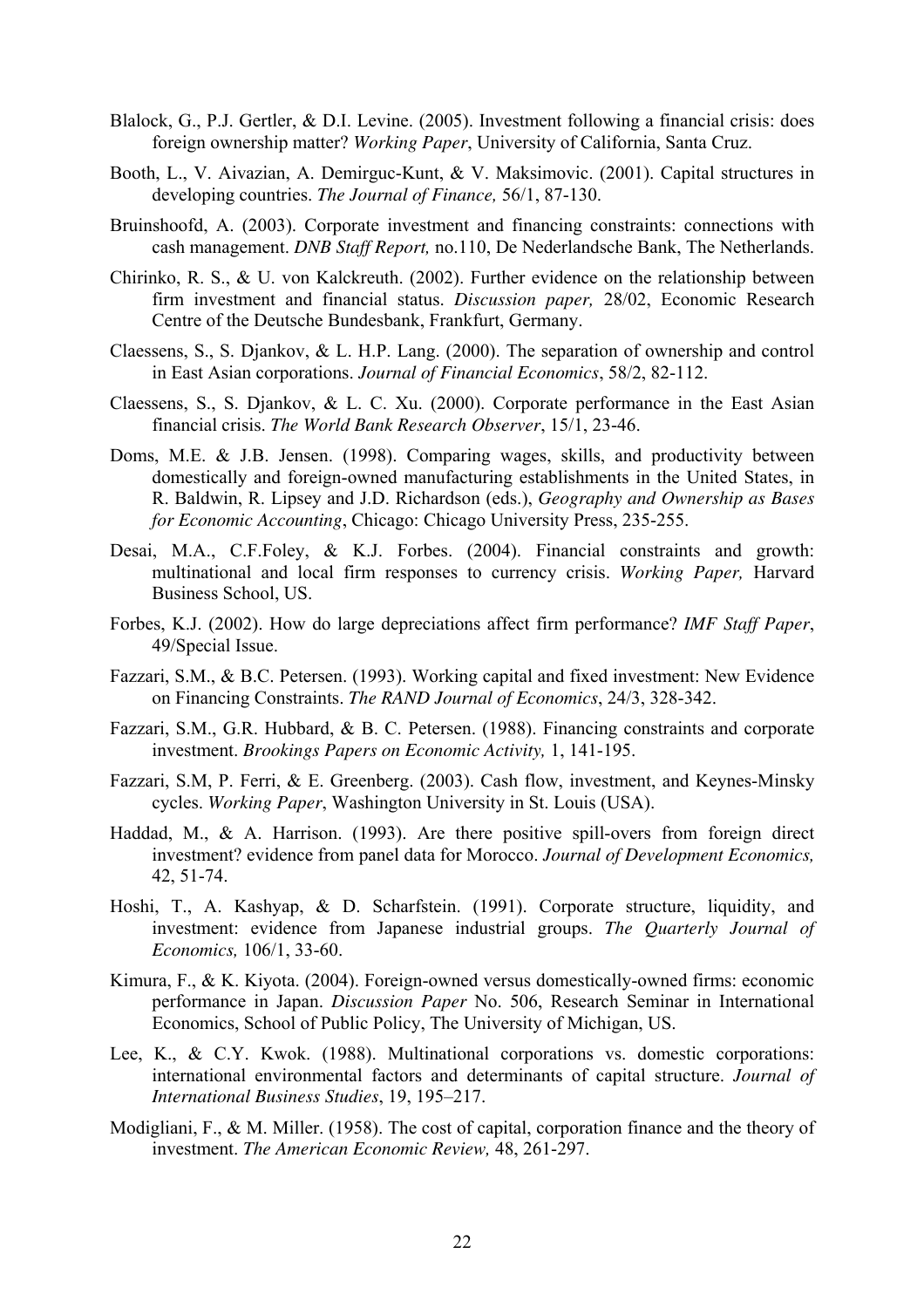Blalock, G., P.J. Gertler, & D.I. Levine. (2005). Investment following a financial crisis: does foreign ownership matter? *Working Paper*, University of California, Santa Cruz.

Booth, L., V. Aivazian, A. Demirguc-Kunt, & V. Maksimovic. (2001). Capital structures in developing countries. *The Journal of Finance,* 56/1, 87-130.

Bruinshoofd, A. (2003). Corporate investment and financing constraints: connections with cash management. *DNB Staff Report,* no.110, De Nederlandsche Bank, The Netherlands.

Chirinko, R. S., & U. von Kalckreuth. (2002). Further evidence on the relationship between firm investment and financial status. *Discussion paper,* 28/02, Economic Research Centre of the Deutsche Bundesbank, Frankfurt, Germany.

Claessens, S., S. Djankov, & L. H.P. Lang. (2000). The separation of ownership and control in East Asian corporations. *Journal of Financial Economics*, 58/2, 82-112.

Claessens, S., S. Djankov, & L. C. Xu. (2000). Corporate performance in the East Asian financial crisis. *The World Bank Research Observer*, 15/1, 23-46.

Doms, M.E. & J.B. Jensen. (1998). Comparing wages, skills, and productivity between domestically and foreign-owned manufacturing establishments in the United States, in R. Baldwin, R. Lipsey and J.D. Richardson (eds.), *Geography and Ownership as Bases for Economic Accounting*, Chicago: Chicago University Press, 235-255.

Desai, M.A., C.F.Foley, & K.J. Forbes. (2004). Financial constraints and growth: multinational and local firm responses to currency crisis. *Working Paper,* Harvard Business School, US.

Forbes, K.J. (2002). How do large depreciations affect firm performance? *IMF Staff Paper*, 49/Special Issue.

Fazzari, S.M., & B.C. Petersen. (1993). Working capital and fixed investment: New Evidence on Financing Constraints. *The RAND Journal of Economics*, 24/3, 328-342.

Fazzari, S.M., G.R. Hubbard, & B. C. Petersen. (1988). Financing constraints and corporate investment. *Brookings Papers on Economic Activity,* 1, 141-195.

Fazzari, S.M, P. Ferri, & E. Greenberg. (2003). Cash flow, investment, and Keynes-Minsky cycles. *Working Paper*, Washington University in St. Louis (USA).

Haddad, M., & A. Harrison. (1993). Are there positive spill-overs from foreign direct investment? evidence from panel data for Morocco. *Journal of Development Economics,* 42, 51-74.

Hoshi, T., A. Kashyap, & D. Scharfstein. (1991). Corporate structure, liquidity, and investment: evidence from Japanese industrial groups. *The Quarterly Journal of Economics,* 106/1, 33-60.

Kimura, F., & K. Kiyota. (2004). Foreign-owned versus domestically-owned firms: economic performance in Japan. *Discussion Paper* No. 506, Research Seminar in International Economics, School of Public Policy, The University of Michigan, US.

Lee, K., & C.Y. Kwok. (1988). Multinational corporations vs. domestic corporations: international environmental factors and determinants of capital structure. *Journal of International Business Studies*, 19, 195–217.

Modigliani, F., & M. Miller. (1958). The cost of capital, corporation finance and the theory of investment. *The American Economic Review,* 48, 261-297.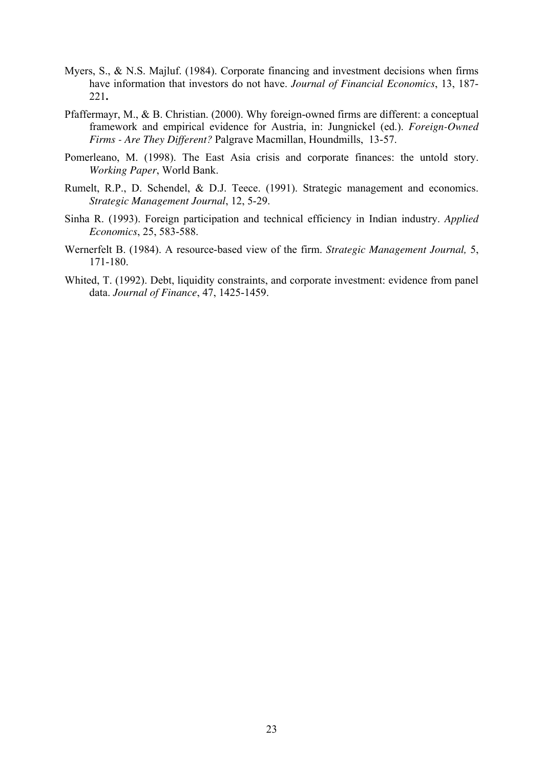Myers, S., & N.S. Majluf. (1984). Corporate financing and investment decisions when firms have information that investors do not have. *Journal of Financial Economics*, 13, 187-221**.**

Pfaffermayr, M., & B. Christian. (2000). Why foreign-owned firms are different: a conceptual framework and empirical evidence for Austria, in: Jungnickel (ed.). *Foreign-Owned Firms - Are They Different?* Palgrave Macmillan, Houndmills, 13-57.

Pomerleano, M. (1998). The East Asia crisis and corporate finances: the untold story. *Working Paper*, World Bank.

Rumelt, R.P., D. Schendel, & D.J. Teece. (1991). Strategic management and economics. *Strategic Management Journal*, 12, 5-29.

Sinha R. (1993). Foreign participation and technical efficiency in Indian industry. *Applied Economics*, 25, 583-588.

Wernerfelt B. (1984). A resource-based view of the firm. *Strategic Management Journal,* 5, 171-180.

Whited, T. (1992). Debt, liquidity constraints, and corporate investment: evidence from panel data. *Journal of Finance*, 47, 1425-1459.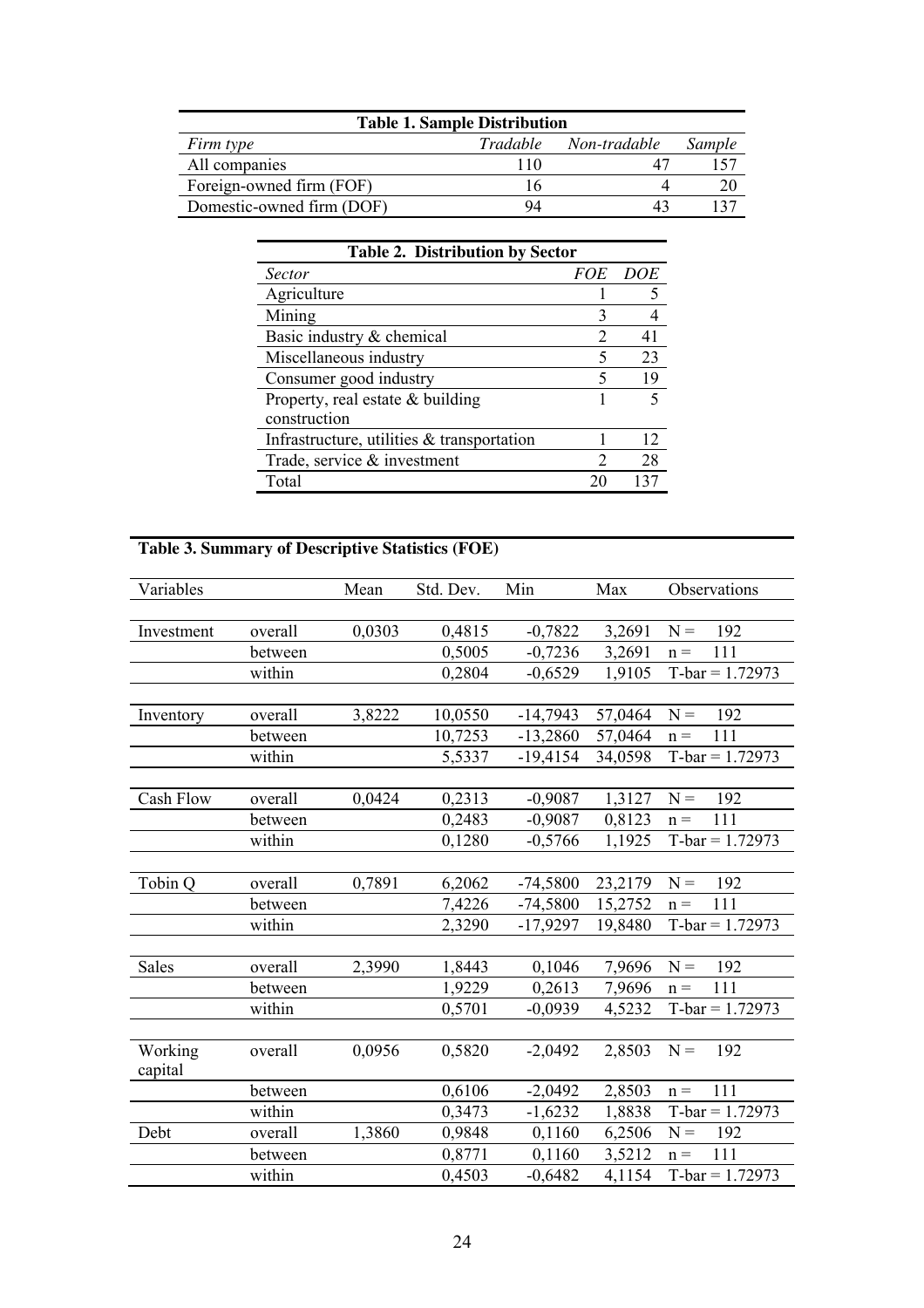**Table 1. Sample Distribution**

| *Firm type* | *Tradable* | *Non-tradable* | *Sample* |
|---|---|---|---|
| All companies | 110 | 47 | 157 |
| Foreign-owned firm (FOF) | 16 | 4 | 20 |
| Domestic-owned firm (DOF) | 94 | 43 | 137 |

**Table 2. Distribution by Sector**

| *Sector* | *FOE* | *DOE* |
|---|---|---|
| Agriculture | 1 | 5 |
| Mining | 3 | 4 |
| Basic industry & chemical | 2 | 41 |
| Miscellaneous industry | 5 | 23 |
| Consumer good industry | 5 | 19 |
| Property, real estate & building construction | 1 | 5 |
| Infrastructure, utilities & transportation | 1 | 12 |
| Trade, service & investment | 2 | 28 |
| Total | 20 | 137 |

**Table 3. Summary of Descriptive Statistics (FOE)**

| Variables | | Mean | Std. Dev. | Min | Max | Observations |
|---|---|---|---|---|---|---|
| Investment | overall | 0,0303 | 0,4815 | -0,7822 | 3,2691 | N = 192 |
| | between | | 0,5005 | -0,7236 | 3,2691 | n = 111 |
| | within | | 0,2804 | -0,6529 | 1,9105 | T-bar = 1.72973 |
| Inventory | overall | 3,8222 | 10,0550 | -14,7943 | 57,0464 | N = 192 |
| | between | | 10,7253 | -13,2860 | 57,0464 | n = 111 |
| | within | | 5,5337 | -19,4154 | 34,0598 | T-bar = 1.72973 |
| Cash Flow | overall | 0,0424 | 0,2313 | -0,9087 | 1,3127 | N = 192 |
| | between | | 0,2483 | -0,9087 | 0,8123 | n = 111 |
| | within | | 0,1280 | -0,5766 | 1,1925 | T-bar = 1.72973 |
| Tobin Q | overall | 0,7891 | 6,2062 | -74,5800 | 23,2179 | N = 192 |
| | between | | 7,4226 | -74,5800 | 15,2752 | n = 111 |
| | within | | 2,3290 | -17,9297 | 19,8480 | T-bar = 1.72973 |
| Sales | overall | 2,3990 | 1,8443 | 0,1046 | 7,9696 | N = 192 |
| | between | | 1,9229 | 0,2613 | 7,9696 | n = 111 |
| | within | | 0,5701 | -0,0939 | 4,5232 | T-bar = 1.72973 |
| Working capital | overall | 0,0956 | 0,5820 | -2,0492 | 2,8503 | N = 192 |
| | between | | 0,6106 | -2,0492 | 2,8503 | n = 111 |
| | within | | 0,3473 | -1,6232 | 1,8838 | T-bar = 1.72973 |
| Debt | overall | 1,3860 | 0,9848 | 0,1160 | 6,2506 | N = 192 |
| | between | | 0,8771 | 0,1160 | 3,5212 | n = 111 |
| | within | | 0,4503 | -0,6482 | 4,1154 | T-bar = 1.72973 |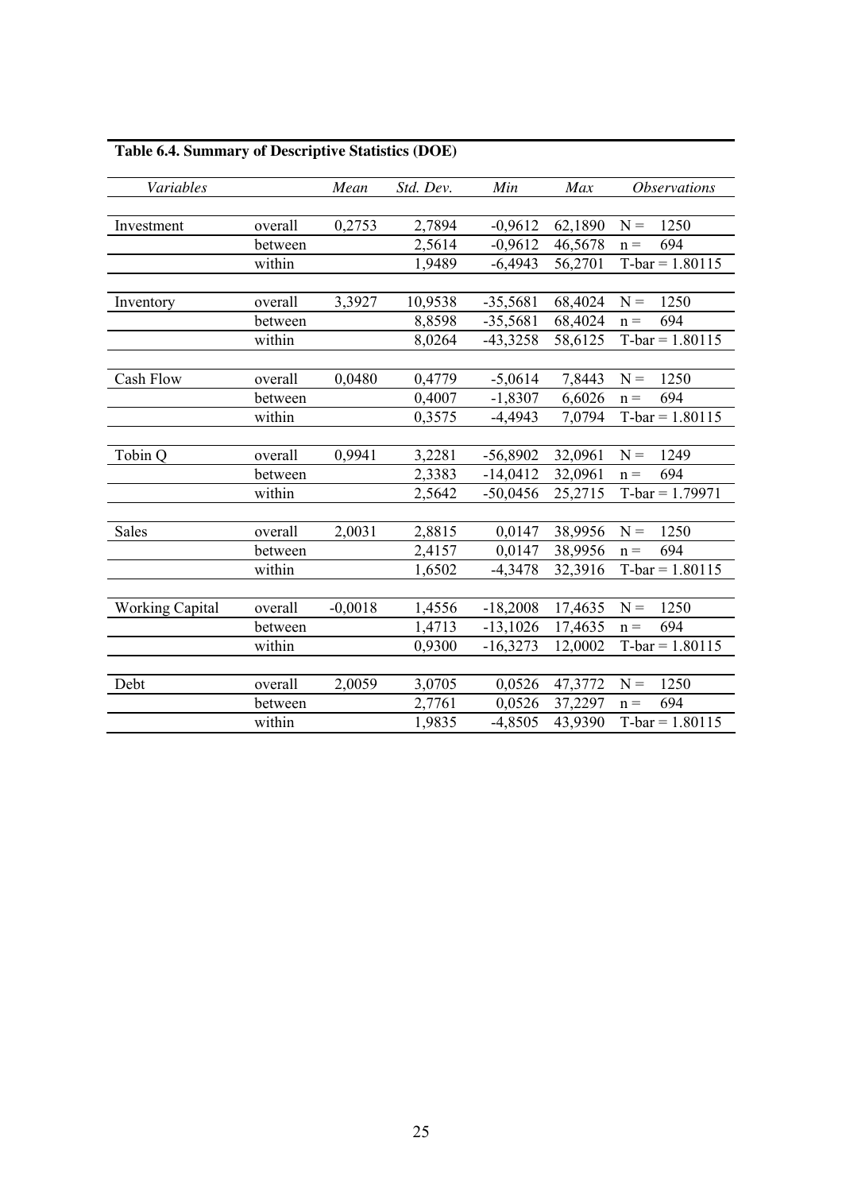**Table 6.4. Summary of Descriptive Statistics (DOE)**

| *Variables* | | *Mean* | *Std. Dev.* | *Min* | *Max* | *Observations* |
|---|---|---|---|---|---|---|
| Investment | overall | 0,2753 | 2,7894 | -0,9612 | 62,1890 | N = 1250 |
| | between | | 2,5614 | -0,9612 | 46,5678 | n = 694 |
| | within | | 1,9489 | -6,4943 | 56,2701 | T-bar = 1.80115 |
| Inventory | overall | 3,3927 | 10,9538 | -35,5681 | 68,4024 | N = 1250 |
| | between | | 8,8598 | -35,5681 | 68,4024 | n = 694 |
| | within | | 8,0264 | -43,3258 | 58,6125 | T-bar = 1.80115 |
| Cash Flow | overall | 0,0480 | 0,4779 | -5,0614 | 7,8443 | N = 1250 |
| | between | | 0,4007 | -1,8307 | 6,6026 | n = 694 |
| | within | | 0,3575 | -4,4943 | 7,0794 | T-bar = 1.80115 |
| Tobin Q | overall | 0,9941 | 3,2281 | -56,8902 | 32,0961 | N = 1249 |
| | between | | 2,3383 | -14,0412 | 32,0961 | n = 694 |
| | within | | 2,5642 | -50,0456 | 25,2715 | T-bar = 1.79971 |
| Sales | overall | 2,0031 | 2,8815 | 0,0147 | 38,9956 | N = 1250 |
| | between | | 2,4157 | 0,0147 | 38,9956 | n = 694 |
| | within | | 1,6502 | -4,3478 | 32,3916 | T-bar = 1.80115 |
| Working Capital | overall | -0,0018 | 1,4556 | -18,2008 | 17,4635 | N = 1250 |
| | between | | 1,4713 | -13,1026 | 17,4635 | n = 694 |
| | within | | 0,9300 | -16,3273 | 12,0002 | T-bar = 1.80115 |
| Debt | overall | 2,0059 | 3,0705 | 0,0526 | 47,3772 | N = 1250 |
| | between | | 2,7761 | 0,0526 | 37,2297 | n = 694 |
| | within | | 1,9835 | -4,8505 | 43,9390 | T-bar = 1.80115 |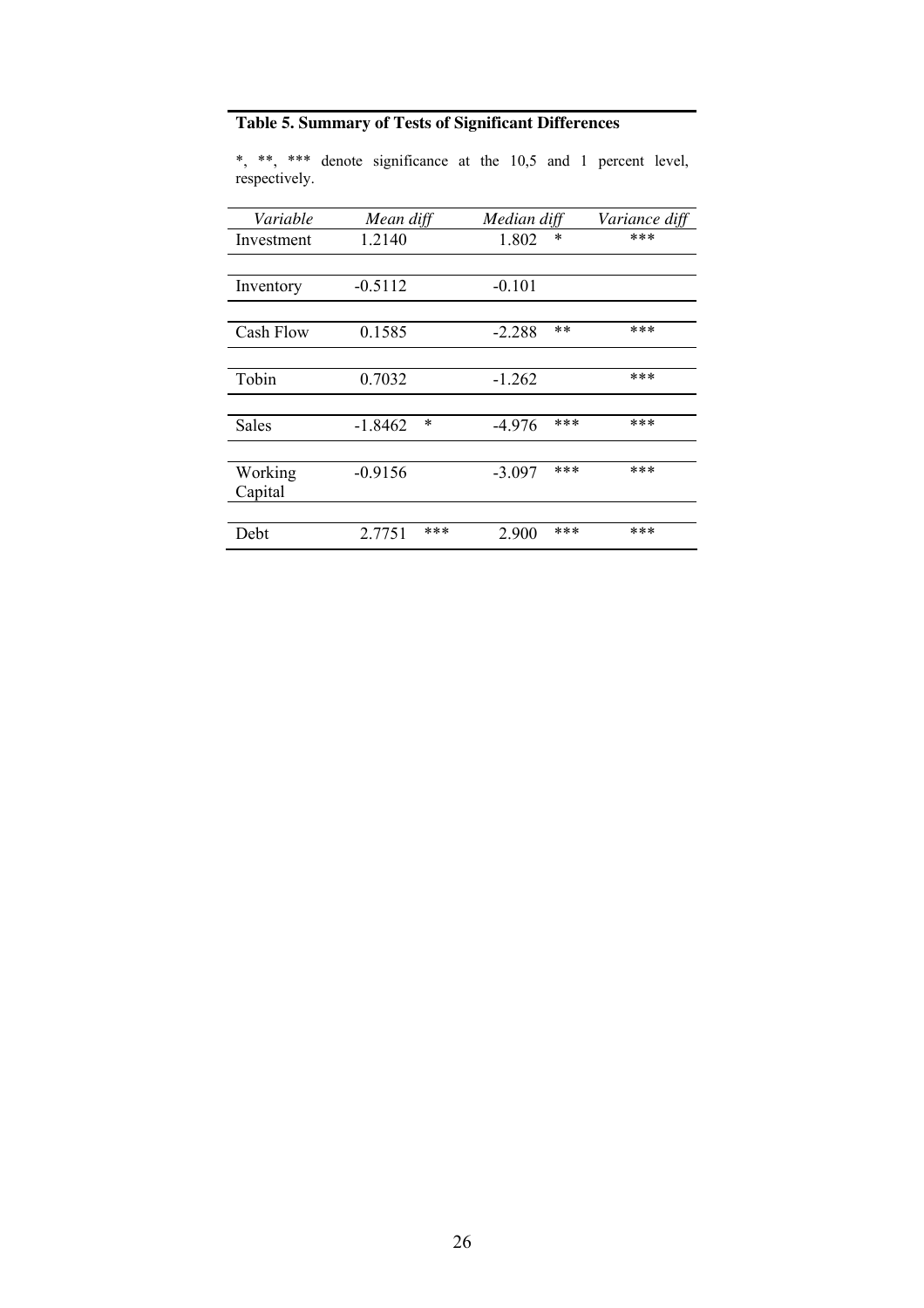**Table 5. Summary of Tests of Significant Differences**

*, **, *** denote significance at the 10,5 and 1 percent level, respectively.

| *Variable* | *Mean diff* | | *Median diff* | | *Variance diff* |
|---|---|---|---|---|---|
| Investment | 1.2140 | | 1.802 | * | *** |
| Inventory | -0.5112 | | -0.101 | | |
| Cash Flow | 0.1585 | | -2.288 | ** | *** |
| Tobin | 0.7032 | | -1.262 | | *** |
| Sales | -1.8462 | * | -4.976 | *** | *** |
| Working Capital | -0.9156 | | -3.097 | *** | *** |
| Debt | 2.7751 | *** | 2.900 | *** | *** |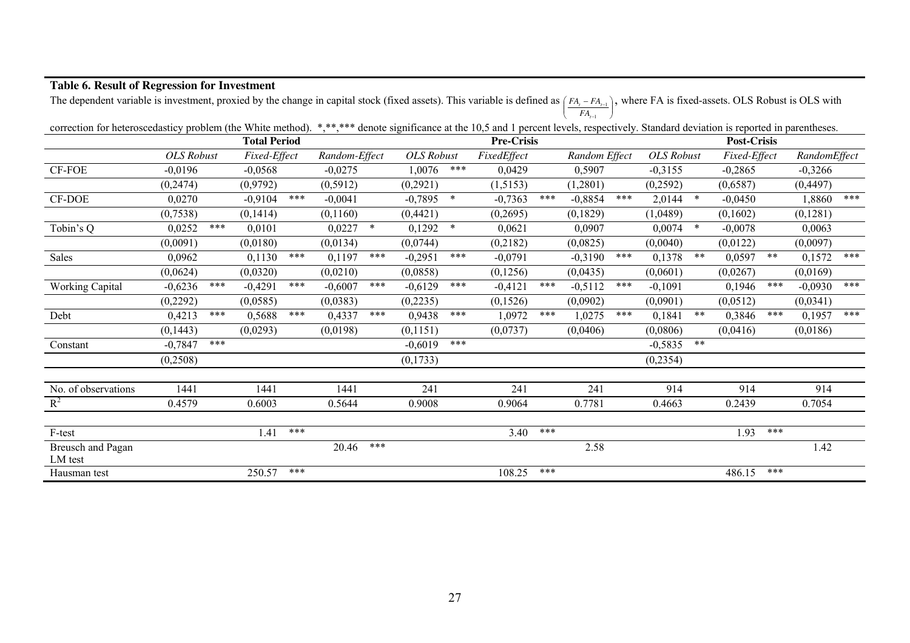**Table 6. Result of Regression for Investment**

The dependent variable is investment, proxied by the change in capital stock (fixed assets). This variable is defined as $\left(\frac{FA_t - FA_{t-1}}{FA_{t-1}}\right)$, where FA is fixed-assets. OLS Robust is OLS with correction for heteroscedasticy problem (the White method). *,**,*** denote significance at the 10,5 and 1 percent levels, respectively. Standard deviation is reported in parentheses.

| | Total Period | | | Pre-Crisis | | | Post-Crisis | | |
|---|---|---|---|---|---|---|---|---|---|
| | *OLS Robust* | *Fixed-Effect* | *Random-Effect* | *OLS Robust* | *FixedEffect* | *Random Effect* | *OLS Robust* | *Fixed-Effect* | *RandomEffect* |
| CF-FOE | -0,0196 | -0,0568 | -0,0275 | 1,0076 *** | 0,0429 | 0,5907 | -0,3155 | -0,2865 | -0,3266 |
| | (0,2474) | (0,9792) | (0,5912) | (0,2921) | (1,5153) | (1,2801) | (0,2592) | (0,6587) | (0,4497) |
| CF-DOE | 0,0270 | -0,9104 *** | -0,0041 | -0,7895 * | -0,7363 *** | -0,8854 *** | 2,0144 * | -0,0450 | 1,8860 *** |
| | (0,7538) | (0,1414) | (0,1160) | (0,4421) | (0,2695) | (0,1829) | (1,0489) | (0,1602) | (0,1281) |
| Tobin's Q | 0,0252 *** | 0,0101 | 0,0227 * | 0,1292 * | 0,0621 | 0,0907 | 0,0074 * | -0,0078 | 0,0063 |
| | (0,0091) | (0,0180) | (0,0134) | (0,0744) | (0,2182) | (0,0825) | (0,0040) | (0,0122) | (0,0097) |
| Sales | 0,0962 | 0,1130 *** | 0,1197 *** | -0,2951 *** | -0,0791 | -0,3190 *** | 0,1378 ** | 0,0597 ** | 0,1572 *** |
| | (0,0624) | (0,0320) | (0,0210) | (0,0858) | (0,1256) | (0,0435) | (0,0601) | (0,0267) | (0,0169) |
| Working Capital | -0,6236 *** | -0,4291 *** | -0,6007 *** | -0,6129 *** | -0,4121 *** | -0,5112 *** | -0,1091 | 0,1946 *** | -0,0930 *** |
| | (0,2292) | (0,0585) | (0,0383) | (0,2235) | (0,1526) | (0,0902) | (0,0901) | (0,0512) | (0,0341) |
| Debt | 0,4213 *** | 0,5688 *** | 0,4337 *** | 0,9438 *** | 1,0972 *** | 1,0275 *** | 0,1841 ** | 0,3846 *** | 0,1957 *** |
| | (0,1443) | (0,0293) | (0,0198) | (0,1151) | (0,0737) | (0,0406) | (0,0806) | (0,0416) | (0,0186) |
| Constant | -0,7847 *** | | | -0,6019 *** | | | -0,5835 ** | | |
| | (0,2508) | | | (0,1733) | | | (0,2354) | | |
| No. of observations | 1441 | 1441 | 1441 | 241 | 241 | 241 | 914 | 914 | 914 |
| $R^2$ | 0.4579 | 0.6003 | 0.5644 | 0.9008 | 0.9064 | 0.7781 | 0.4663 | 0.2439 | 0.7054 |
| F-test | | 1.41 *** | | | 3.40 *** | | | 1.93 *** | |
| Breusch and Pagan LM test | | | 20.46 *** | | | 2.58 | | | 1.42 |
| Hausman test | | 250.57 *** | | | 108.25 *** | | | 486.15 *** | |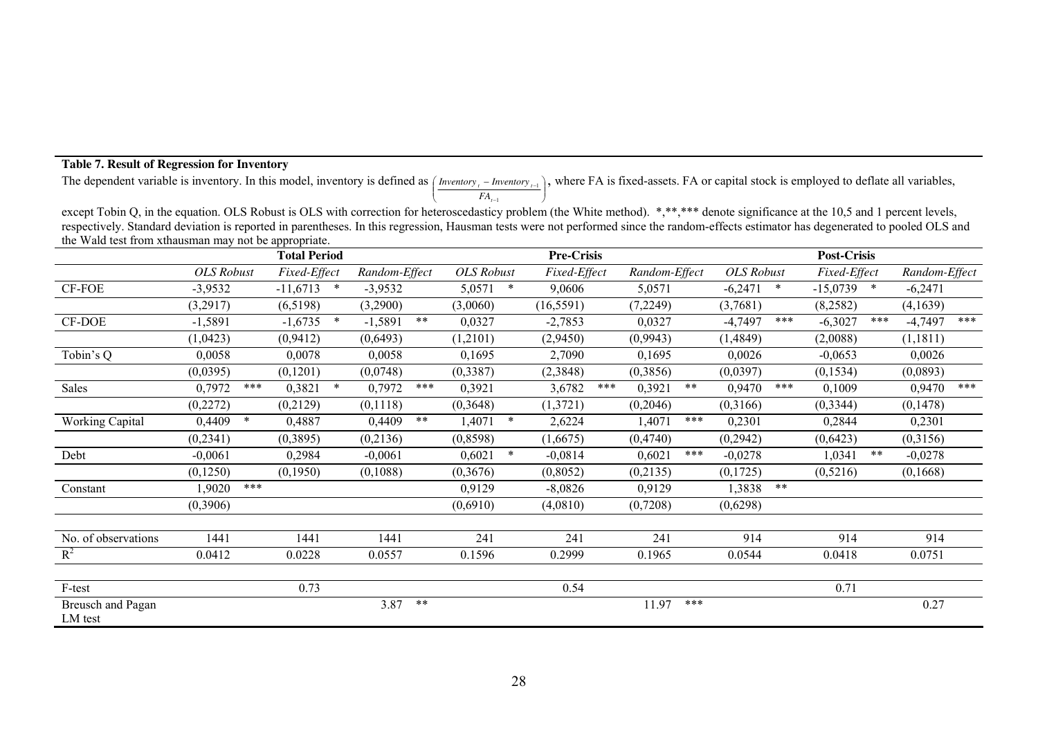**Table 7. Result of Regression for Inventory**

The dependent variable is inventory. In this model, inventory is defined as $\left(\frac{Inventory_t - Inventory_{t-1}}{FA_{t-1}}\right)$, where FA is fixed-assets. FA or capital stock is employed to deflate all variables, except Tobin Q, in the equation. OLS Robust is OLS with correction for heteroscedasticy problem (the White method). *,**,*** denote significance at the 10,5 and 1 percent levels, respectively. Standard deviation is reported in parentheses. In this regression, Hausman tests were not performed since the random-effects estimator has degenerated to pooled OLS and the Wald test from xthausman may not be appropriate.

| | Total Period | | | Pre-Crisis | | | Post-Crisis | | |
|---|---|---|---|---|---|---|---|---|---|
| | *OLS Robust* | *Fixed-Effect* | *Random-Effect* | *OLS Robust* | *Fixed-Effect* | *Random-Effect* | *OLS Robust* | *Fixed-Effect* | *Random-Effect* |
| CF-FOE | -3,9532 | -11,6713 * | -3,9532 | 5,0571 * | 9,0606 | 5,0571 | -6,2471 * | -15,0739 * | -6,2471 |
| | (3,2917) | (6,5198) | (3,2900) | (3,0060) | (16,5591) | (7,2249) | (3,7681) | (8,2582) | (4,1639) |
| CF-DOE | -1,5891 | -1,6735 * | -1,5891 ** | 0,0327 | -2,7853 | 0,0327 | -4,7497 *** | -6,3027 *** | -4,7497 *** |
| | (1,0423) | (0,9412) | (0,6493) | (1,2101) | (2,9450) | (0,9943) | (1,4849) | (2,0088) | (1,1811) |
| Tobin's Q | 0,0058 | 0,0078 | 0,0058 | 0,1695 | 2,7090 | 0,1695 | 0,0026 | -0,0653 | 0,0026 |
| | (0,0395) | (0,1201) | (0,0748) | (0,3387) | (2,3848) | (0,3856) | (0,0397) | (0,1534) | (0,0893) |
| Sales | 0,7972 *** | 0,3821 * | 0,7972 *** | 0,3921 | 3,6782 *** | 0,3921 ** | 0,9470 *** | 0,1009 | 0,9470 *** |
| | (0,2272) | (0,2129) | (0,1118) | (0,3648) | (1,3721) | (0,2046) | (0,3166) | (0,3344) | (0,1478) |
| Working Capital | 0,4409 * | 0,4887 | 0,4409 ** | 1,4071 * | 2,6224 | 1,4071 *** | 0,2301 | 0,2844 | 0,2301 |
| | (0,2341) | (0,3895) | (0,2136) | (0,8598) | (1,6675) | (0,4740) | (0,2942) | (0,6423) | (0,3156) |
| Debt | -0,0061 | 0,2984 | -0,0061 | 0,6021 * | -0,0814 | 0,6021 *** | -0,0278 | 1,0341 ** | -0,0278 |
| | (0,1250) | (0,1950) | (0,1088) | (0,3676) | (0,8052) | (0,2135) | (0,1725) | (0,5216) | (0,1668) |
| Constant | 1,9020 *** | | | 0,9129 | -8,0826 | 0,9129 | 1,3838 ** | | |
| | (0,3906) | | | (0,6910) | (4,0810) | (0,7208) | (0,6298) | | |
| No. of observations | 1441 | 1441 | 1441 | 241 | 241 | 241 | 914 | 914 | 914 |
| $R^2$ | 0.0412 | 0.0228 | 0.0557 | 0.1596 | 0.2999 | 0.1965 | 0.0544 | 0.0418 | 0.0751 |
| F-test | | 0.73 | | | 0.54 | | | 0.71 | |
| Breusch and Pagan LM test | | | 3.87 ** | | | 11.97 *** | | | 0.27 |